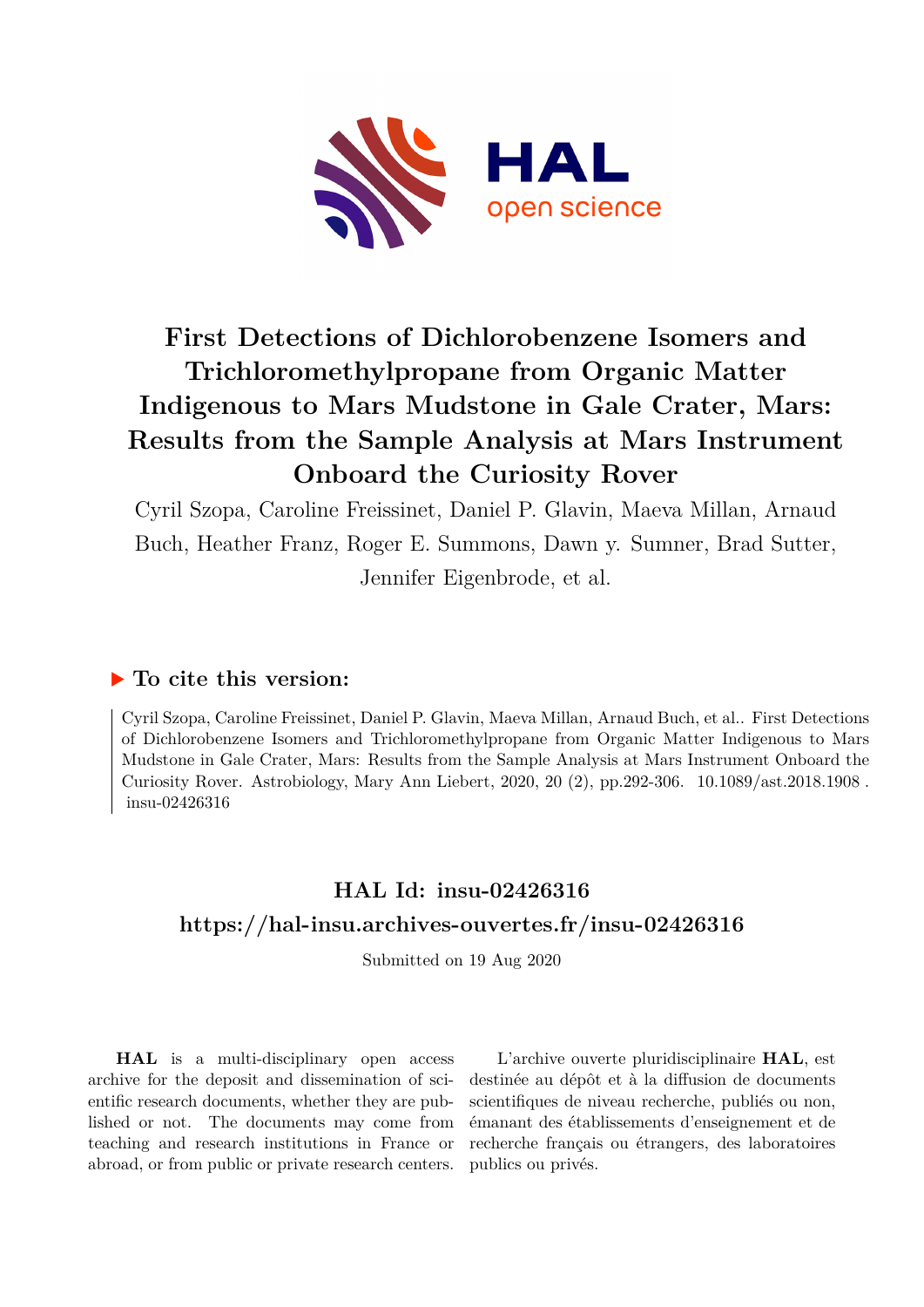# First Detections of Dichlorobenzene Isomers and Trichloromethylpropane from Organic Matter Indigenous to Mars Mudstone in Gale Crater, Mars: Results from the Sample Analysis at Mars Instrument Onboard the Curiosity Rover

Cyril Szopa, Caroline Freissinet, Daniel P. Glavin, Maeva Millan, Arnaud Buch, Heather Franz, Roger E. Summons, Dawn y. Sumner, Brad Sutter, Jennifer Eigenbrode, et al.

## ▶ To cite this version:

Cyril Szopa, Caroline Freissinet, Daniel P. Glavin, Maeva Millan, Arnaud Buch, et al.. First Detections of Dichlorobenzene Isomers and Trichloromethylpropane from Organic Matter Indigenous to Mars Mudstone in Gale Crater, Mars: Results from the Sample Analysis at Mars Instrument Onboard the Curiosity Rover. Astrobiology, Mary Ann Liebert, 2020, 20 (2), pp.292-306. 10.1089/ast.2018.1908 . insu-02426316

## HAL Id: insu-02426316

## https://hal-insu.archives-ouvertes.fr/insu-02426316

Submitted on 19 Aug 2020

**HAL** is a multi-disciplinary open access archive for the deposit and dissemination of scientific research documents, whether they are published or not. The documents may come from teaching and research institutions in France or abroad, or from public or private research centers.

L'archive ouverte pluridisciplinaire **HAL**, est destinée au dépôt et à la diffusion de documents scientifiques de niveau recherche, publiés ou non, émanant des établissements d'enseignement et de recherche français ou étrangers, des laboratoires publics ou privés.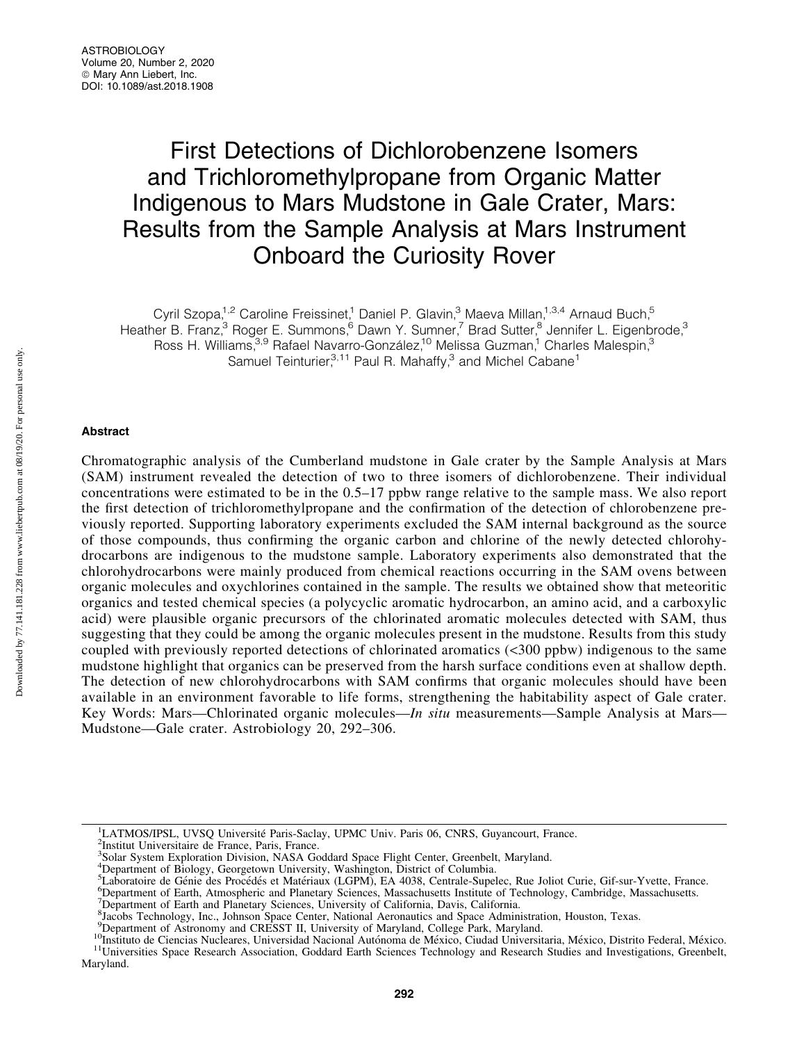# First Detections of Dichlorobenzene Isomers and Trichloromethylpropane from Organic Matter Indigenous to Mars Mudstone in Gale Crater, Mars: Results from the Sample Analysis at Mars Instrument Onboard the Curiosity Rover

Cyril Szopa,[1,2] Caroline Freissinet,[1] Daniel P. Glavin,[3] Maeva Millan,[1,3,4] Arnaud Buch,[5] Heather B. Franz,[3] Roger E. Summons,[6] Dawn Y. Sumner,[7] Brad Sutter,[8] Jennifer L. Eigenbrode,[3] Ross H. Williams,[3,9] Rafael Navarro-González,[10] Melissa Guzman,[1] Charles Malespin,[3] Samuel Teinturier,[3,11] Paul R. Mahaffy,[3] and Michel Cabane[1]

## Abstract

Chromatographic analysis of the Cumberland mudstone in Gale crater by the Sample Analysis at Mars (SAM) instrument revealed the detection of two to three isomers of dichlorobenzene. Their individual concentrations were estimated to be in the 0.5–17 ppbw range relative to the sample mass. We also report the first detection of trichloromethylpropane and the confirmation of the detection of chlorobenzene previously reported. Supporting laboratory experiments excluded the SAM internal background as the source of those compounds, thus confirming the organic carbon and chlorine of the newly detected chlorohydrocarbons are indigenous to the mudstone sample. Laboratory experiments also demonstrated that the chlorohydrocarbons were mainly produced from chemical reactions occurring in the SAM ovens between organic molecules and oxychlorines contained in the sample. The results we obtained show that meteoritic organics and tested chemical species (a polycyclic aromatic hydrocarbon, an amino acid, and a carboxylic acid) were plausible organic precursors of the chlorinated aromatic molecules detected with SAM, thus suggesting that they could be among the organic molecules present in the mudstone. Results from this study coupled with previously reported detections of chlorinated aromatics (<300 ppbw) indigenous to the same mudstone highlight that organics can be preserved from the harsh surface conditions even at shallow depth. The detection of new chlorohydrocarbons with SAM confirms that organic molecules should have been available in an environment favorable to life forms, strengthening the habitability aspect of Gale crater. Key Words: Mars—Chlorinated organic molecules—*In situ* measurements—Sample Analysis at Mars—Mudstone—Gale crater. Astrobiology 20, 292–306.

---

[1]LATMOS/IPSL, UVSQ Université Paris-Saclay, UPMC Univ. Paris 06, CNRS, Guyancourt, France.
[2]Institut Universitaire de France, Paris, France.
[3]Solar System Exploration Division, NASA Goddard Space Flight Center, Greenbelt, Maryland.
[4]Department of Biology, Georgetown University, Washington, District of Columbia.
[5]Laboratoire de Génie des Procédés et Matériaux (LGPM), EA 4038, Centrale-Supelec, Rue Joliot Curie, Gif-sur-Yvette, France.
[6]Department of Earth, Atmospheric and Planetary Sciences, Massachusetts Institute of Technology, Cambridge, Massachusetts.
[7]Department of Earth and Planetary Sciences, University of California, Davis, California.
[8]Jacobs Technology, Inc., Johnson Space Center, National Aeronautics and Space Administration, Houston, Texas.
[9]Department of Astronomy and CRESST II, University of Maryland, College Park, Maryland.
[10]Instituto de Ciencias Nucleares, Universidad Nacional Autónoma de México, Ciudad Universitaria, México, Distrito Federal, México.
[11]Universities Space Research Association, Goddard Earth Sciences Technology and Research Studies and Investigations, Greenbelt, Maryland.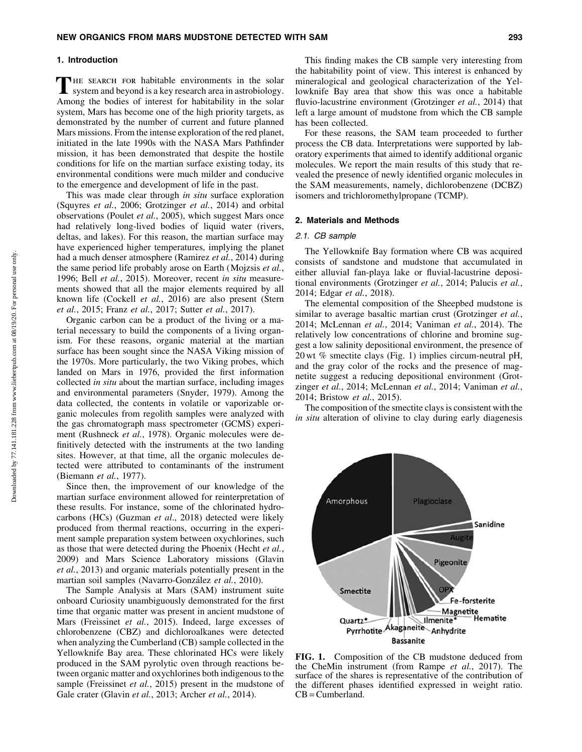## 1. Introduction

The search for habitable environments in the solar system and beyond is a key research area in astrobiology. Among the bodies of interest for habitability in the solar system, Mars has become one of the high priority targets, as demonstrated by the number of current and future planned Mars missions. From the intense exploration of the red planet, initiated in the late 1990s with the NASA Mars Pathfinder mission, it has been demonstrated that despite the hostile conditions for life on the martian surface existing today, its environmental conditions were much milder and conducive to the emergence and development of life in the past.

This was made clear through *in situ* surface exploration (Squyres *et al.*, 2006; Grotzinger *et al.*, 2014) and orbital observations (Poulet *et al.*, 2005), which suggest Mars once had relatively long-lived bodies of liquid water (rivers, deltas, and lakes). For this reason, the martian surface may have experienced higher temperatures, implying the planet had a much denser atmosphere (Ramirez *et al.*, 2014) during the same period life probably arose on Earth (Mojzsis *et al.*, 1996; Bell *et al.*, 2015). Moreover, recent *in situ* measurements showed that all the major elements required by all known life (Cockell *et al.*, 2016) are also present (Stern *et al.*, 2015; Franz *et al.*, 2017; Sutter *et al.*, 2017).

Organic carbon can be a product of the living or a material necessary to build the components of a living organism. For these reasons, organic material at the martian surface has been sought since the NASA Viking mission of the 1970s. More particularly, the two Viking probes, which landed on Mars in 1976, provided the first information collected *in situ* about the martian surface, including images and environmental parameters (Snyder, 1979). Among the data collected, the contents in volatile or vaporizable organic molecules from regolith samples were analyzed with the gas chromatograph mass spectrometer (GCMS) experiment (Rushneck *et al.*, 1978). Organic molecules were definitively detected with the instruments at the two landing sites. However, at that time, all the organic molecules detected were attributed to contaminants of the instrument (Biemann *et al.*, 1977).

Since then, the improvement of our knowledge of the martian surface environment allowed for reinterpretation of these results. For instance, some of the chlorinated hydrocarbons (HCs) (Guzman *et al*., 2018) detected were likely produced from thermal reactions, occurring in the experiment sample preparation system between oxychlorines, such as those that were detected during the Phoenix (Hecht *et al.*, 2009) and Mars Science Laboratory missions (Glavin *et al.*, 2013) and organic materials potentially present in the martian soil samples (Navarro-González *et al.*, 2010).

The Sample Analysis at Mars (SAM) instrument suite onboard Curiosity unambiguously demonstrated for the first time that organic matter was present in ancient mudstone of Mars (Freissinet *et al.*, 2015). Indeed, large excesses of chlorobenzene (CBZ) and dichloroalkanes were detected when analyzing the Cumberland (CB) sample collected in the Yellowknife Bay area. These chlorinated HCs were likely produced in the SAM pyrolytic oven through reactions between organic matter and oxychlorines both indigenous to the sample (Freissinet *et al.*, 2015) present in the mudstone of Gale crater (Glavin *et al.*, 2013; Archer *et al.*, 2014).

This finding makes the CB sample very interesting from the habitability point of view. This interest is enhanced by mineralogical and geological characterization of the Yellowknife Bay area that show this was once a habitable fluvio-lacustrine environment (Grotzinger *et al.*, 2014) that left a large amount of mudstone from which the CB sample has been collected.

For these reasons, the SAM team proceeded to further process the CB data. Interpretations were supported by laboratory experiments that aimed to identify additional organic molecules. We report the main results of this study that revealed the presence of newly identified organic molecules in the SAM measurements, namely, dichlorobenzene (DCBZ) isomers and trichloromethylpropane (TCMP).

## 2. Materials and Methods

### 2.1. CB sample

The Yellowknife Bay formation where CB was acquired consists of sandstone and mudstone that accumulated in either alluvial fan-playa lake or fluvial-lacustrine depositional environments (Grotzinger *et al.*, 2014; Palucis *et al.*, 2014; Edgar *et al.*, 2018).

The elemental composition of the Sheepbed mudstone is similar to average basaltic martian crust (Grotzinger *et al.*, 2014; McLennan *et al.*, 2014; Vaniman *et al.*, 2014). The relatively low concentrations of chlorine and bromine suggest a low salinity depositional environment, the presence of 20 wt % smectite clays (Fig. 1) implies circum-neutral pH, and the gray color of the rocks and the presence of magnetite suggest a reducing depositional environment (Grotzinger *et al.*, 2014; McLennan *et al.*, 2014; Vaniman *et al.*, 2014; Bristow *et al.*, 2015).

The composition of the smectite clays is consistent with the *in situ* alteration of olivine to clay during early diagenesis

**FIG. 1.** Composition of the CB mudstone deduced from the CheMin instrument (from Rampe *et al.*, 2017). The surface of the shares is representative of the contribution of the different phases identified expressed in weight ratio. CB = Cumberland.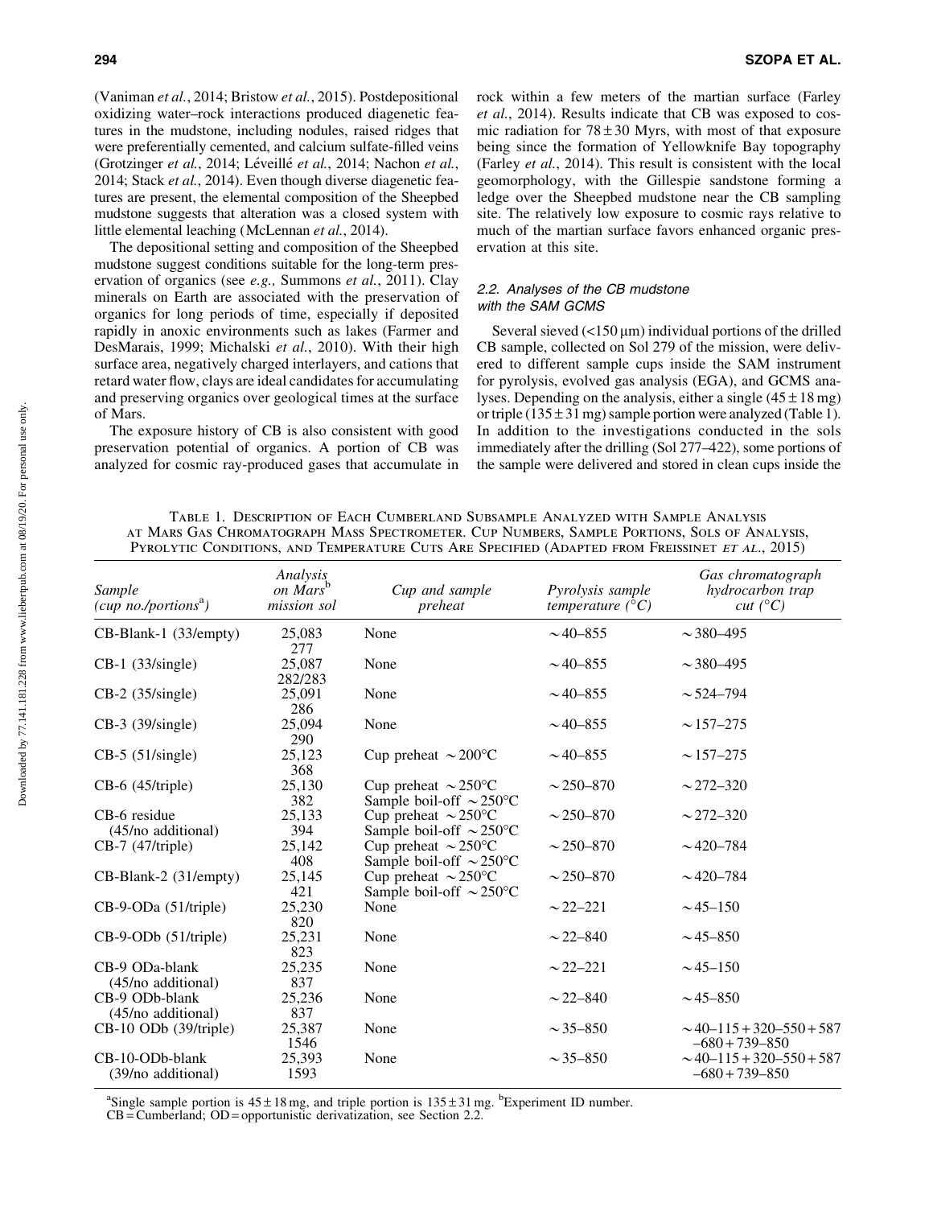(Vaniman *et al.*, 2014; Bristow *et al.*, 2015). Postdepositional oxidizing water–rock interactions produced diagenetic features in the mudstone, including nodules, raised ridges that were preferentially cemented, and calcium sulfate-filled veins (Grotzinger *et al.*, 2014; Léveillé *et al.*, 2014; Nachon *et al.*, 2014; Stack *et al.*, 2014). Even though diverse diagenetic features are present, the elemental composition of the Sheepbed mudstone suggests that alteration was a closed system with little elemental leaching (McLennan *et al.*, 2014).

The depositional setting and composition of the Sheepbed mudstone suggest conditions suitable for the long-term preservation of organics (see *e.g.,* Summons *et al.*, 2011). Clay minerals on Earth are associated with the preservation of organics for long periods of time, especially if deposited rapidly in anoxic environments such as lakes (Farmer and DesMarais, 1999; Michalski *et al.*, 2010). With their high surface area, negatively charged interlayers, and cations that retard water flow, clays are ideal candidates for accumulating and preserving organics over geological times at the surface of Mars.

The exposure history of CB is also consistent with good preservation potential of organics. A portion of CB was analyzed for cosmic ray-produced gases that accumulate in rock within a few meters of the martian surface (Farley *et al.*, 2014). Results indicate that CB was exposed to cosmic radiation for $78 \pm 30$ Myrs, with most of that exposure being since the formation of Yellowknife Bay topography (Farley *et al.*, 2014). This result is consistent with the local geomorphology, with the Gillespie sandstone forming a ledge over the Sheepbed mudstone near the CB sampling site. The relatively low exposure to cosmic rays relative to much of the martian surface favors enhanced organic preservation at this site.

### 2.2. Analyses of the CB mudstone with the SAM GCMS

Several sieved (<150 μm) individual portions of the drilled CB sample, collected on Sol 279 of the mission, were delivered to different sample cups inside the SAM instrument for pyrolysis, evolved gas analysis (EGA), and GCMS analyses. Depending on the analysis, either a single ($45 \pm 18$ mg) or triple ($135 \pm 31$ mg) sample portion were analyzed (Table 1). In addition to the investigations conducted in the sols immediately after the drilling (Sol 277–422), some portions of the sample were delivered and stored in clean cups inside the

Table 1. Description of Each Cumberland Subsample Analyzed with Sample Analysis at Mars Gas Chromatograph Mass Spectrometer. Cup Numbers, Sample Portions, Sols of Analysis, Pyrolytic Conditions, and Temperature Cuts Are Specified (Adapted from Freissinet *et al.*, 2015)

| Sample (cup no./portions[a]) | Analysis on Mars[b] mission sol | Cup and sample preheat | Pyrolysis sample temperature (°C) | Gas chromatograph hydrocarbon trap cut (°C) |
|---|---|---|---|---|
| CB-Blank-1 (33/empty) | 25,083 277 | None | ~40–855 | ~380–495 |
| CB-1 (33/single) | 25,087 282/283 | None | ~40–855 | ~380–495 |
| CB-2 (35/single) | 25,091 286 | None | ~40–855 | ~524–794 |
| CB-3 (39/single) | 25,094 290 | None | ~40–855 | ~157–275 |
| CB-5 (51/single) | 25,123 368 | Cup preheat ~200°C | ~40–855 | ~157–275 |
| CB-6 (45/triple) | 25,130 382 | Cup preheat ~250°C Sample boil-off ~250°C | ~250–870 | ~272–320 |
| CB-6 residue (45/no additional) | 25,133 394 | Cup preheat ~250°C Sample boil-off ~250°C | ~250–870 | ~272–320 |
| CB-7 (47/triple) | 25,142 408 | Cup preheat ~250°C Sample boil-off ~250°C | ~250–870 | ~420–784 |
| CB-Blank-2 (31/empty) | 25,145 421 | Cup preheat ~250°C Sample boil-off ~250°C | ~250–870 | ~420–784 |
| CB-9-ODa (51/triple) | 25,230 820 | None | ~22–221 | ~45–150 |
| CB-9-ODb (51/triple) | 25,231 823 | None | ~22–840 | ~45–850 |
| CB-9 ODa-blank (45/no additional) | 25,235 837 | None | ~22–221 | ~45–150 |
| CB-9 ODb-blank (45/no additional) | 25,236 837 | None | ~22–840 | ~45–850 |
| CB-10 ODb (39/triple) | 25,387 1546 | None | ~35–850 | ~40–115 + 320–550 + 587 –680 + 739–850 |
| CB-10-ODb-blank (39/no additional) | 25,393 1593 | None | ~35–850 | ~40–115 + 320–550 + 587 –680 + 739–850 |

[a]Single sample portion is $45 \pm 18$ mg, and triple portion is $135 \pm 31$ mg. [b]Experiment ID number.
CB = Cumberland; OD = opportunistic derivatization, see Section 2.2.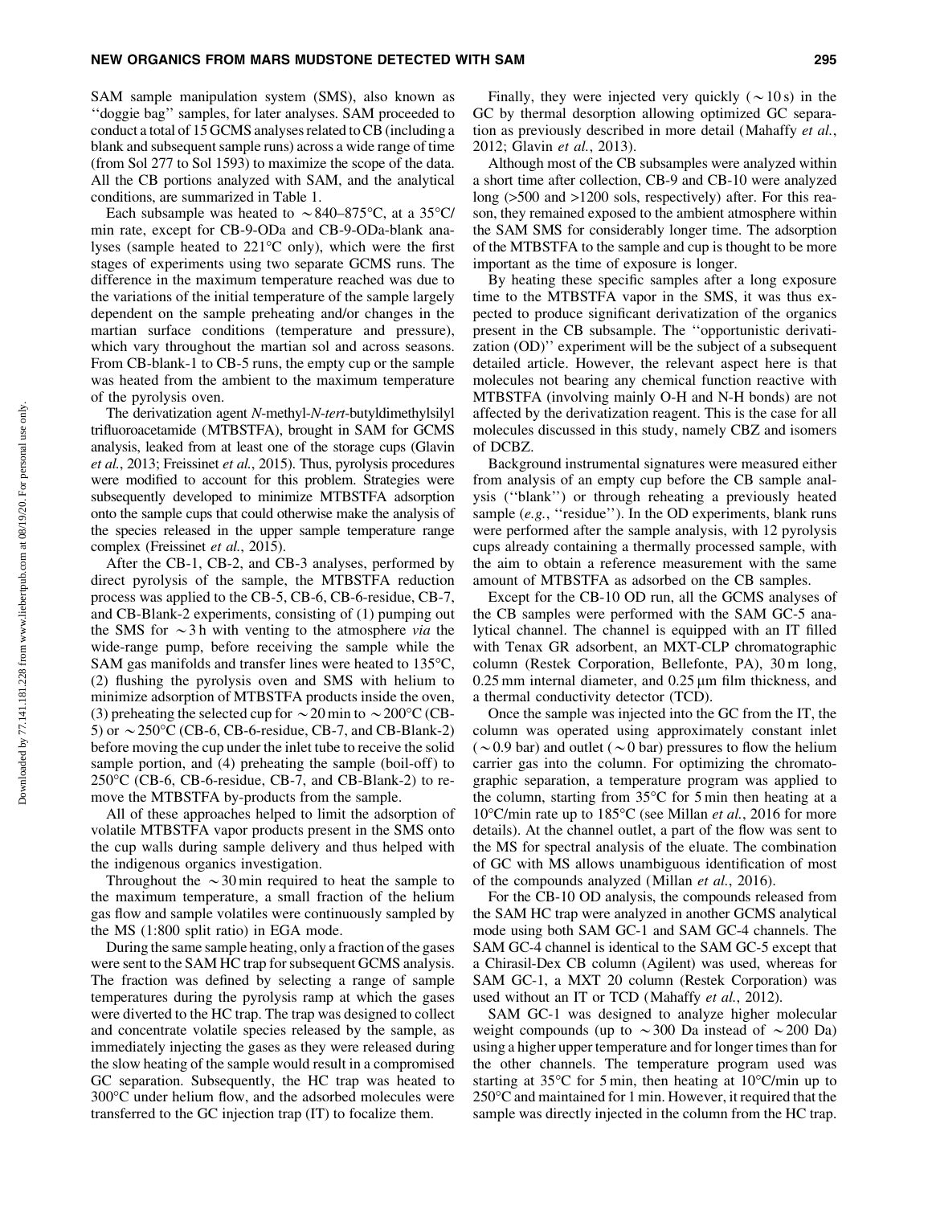SAM sample manipulation system (SMS), also known as ''doggie bag'' samples, for later analyses. SAM proceeded to conduct a total of 15 GCMS analyses related to CB (including a blank and subsequent sample runs) across a wide range of time (from Sol 277 to Sol 1593) to maximize the scope of the data. All the CB portions analyzed with SAM, and the analytical conditions, are summarized in Table 1.

Each subsample was heated to ~840–875°C, at a 35°C/min rate, except for CB-9-ODa and CB-9-ODa-blank analyses (sample heated to 221°C only), which were the first stages of experiments using two separate GCMS runs. The difference in the maximum temperature reached was due to the variations of the initial temperature of the sample largely dependent on the sample preheating and/or changes in the martian surface conditions (temperature and pressure), which vary throughout the martian sol and across seasons. From CB-blank-1 to CB-5 runs, the empty cup or the sample was heated from the ambient to the maximum temperature of the pyrolysis oven.

The derivatization agent *N*-methyl-*N*-*tert*-butyldimethylsilyl trifluoroacetamide (MTBSTFA), brought in SAM for GCMS analysis, leaked from at least one of the storage cups (Glavin *et al.*, 2013; Freissinet *et al.*, 2015). Thus, pyrolysis procedures were modified to account for this problem. Strategies were subsequently developed to minimize MTBSTFA adsorption onto the sample cups that could otherwise make the analysis of the species released in the upper sample temperature range complex (Freissinet *et al.*, 2015).

After the CB-1, CB-2, and CB-3 analyses, performed by direct pyrolysis of the sample, the MTBSTFA reduction process was applied to the CB-5, CB-6, CB-6-residue, CB-7, and CB-Blank-2 experiments, consisting of (1) pumping out the SMS for ~3 h with venting to the atmosphere *via* the wide-range pump, before receiving the sample while the SAM gas manifolds and transfer lines were heated to 135°C, (2) flushing the pyrolysis oven and SMS with helium to minimize adsorption of MTBSTFA products inside the oven, (3) preheating the selected cup for ~20 min to ~200°C (CB-5) or ~250°C (CB-6, CB-6-residue, CB-7, and CB-Blank-2) before moving the cup under the inlet tube to receive the solid sample portion, and (4) preheating the sample (boil-off) to 250°C (CB-6, CB-6-residue, CB-7, and CB-Blank-2) to remove the MTBSTFA by-products from the sample.

All of these approaches helped to limit the adsorption of volatile MTBSTFA vapor products present in the SMS onto the cup walls during sample delivery and thus helped with the indigenous organics investigation.

Throughout the ~30 min required to heat the sample to the maximum temperature, a small fraction of the helium gas flow and sample volatiles were continuously sampled by the MS (1:800 split ratio) in EGA mode.

During the same sample heating, only a fraction of the gases were sent to the SAM HC trap for subsequent GCMS analysis. The fraction was defined by selecting a range of sample temperatures during the pyrolysis ramp at which the gases were diverted to the HC trap. The trap was designed to collect and concentrate volatile species released by the sample, as immediately injecting the gases as they were released during the slow heating of the sample would result in a compromised GC separation. Subsequently, the HC trap was heated to 300°C under helium flow, and the adsorbed molecules were transferred to the GC injection trap (IT) to focalize them.

Finally, they were injected very quickly (~10 s) in the GC by thermal desorption allowing optimized GC separation as previously described in more detail (Mahaffy *et al.*, 2012; Glavin *et al.*, 2013).

Although most of the CB subsamples were analyzed within a short time after collection, CB-9 and CB-10 were analyzed long (>500 and >1200 sols, respectively) after. For this reason, they remained exposed to the ambient atmosphere within the SAM SMS for considerably longer time. The adsorption of the MTBSTFA to the sample and cup is thought to be more important as the time of exposure is longer.

By heating these specific samples after a long exposure time to the MTBSTFA vapor in the SMS, it was thus expected to produce significant derivatization of the organics present in the CB subsample. The ''opportunistic derivatization (OD)'' experiment will be the subject of a subsequent detailed article. However, the relevant aspect here is that molecules not bearing any chemical function reactive with MTBSTFA (involving mainly O-H and N-H bonds) are not affected by the derivatization reagent. This is the case for all molecules discussed in this study, namely CBZ and isomers of DCBZ.

Background instrumental signatures were measured either from analysis of an empty cup before the CB sample analysis (''blank'') or through reheating a previously heated sample (*e.g.*, ''residue''). In the OD experiments, blank runs were performed after the sample analysis, with 12 pyrolysis cups already containing a thermally processed sample, with the aim to obtain a reference measurement with the same amount of MTBSTFA as adsorbed on the CB samples.

Except for the CB-10 OD run, all the GCMS analyses of the CB samples were performed with the SAM GC-5 analytical channel. The channel is equipped with an IT filled with Tenax GR adsorbent, an MXT-CLP chromatographic column (Restek Corporation, Bellefonte, PA), 30 m long, 0.25 mm internal diameter, and 0.25 μm film thickness, and a thermal conductivity detector (TCD).

Once the sample was injected into the GC from the IT, the column was operated using approximately constant inlet (~0.9 bar) and outlet (~0 bar) pressures to flow the helium carrier gas into the column. For optimizing the chromatographic separation, a temperature program was applied to the column, starting from 35°C for 5 min then heating at a 10°C/min rate up to 185°C (see Millan *et al.*, 2016 for more details). At the channel outlet, a part of the flow was sent to the MS for spectral analysis of the eluate. The combination of GC with MS allows unambiguous identification of most of the compounds analyzed (Millan *et al.*, 2016).

For the CB-10 OD analysis, the compounds released from the SAM HC trap were analyzed in another GCMS analytical mode using both SAM GC-1 and SAM GC-4 channels. The SAM GC-4 channel is identical to the SAM GC-5 except that a Chirasil-Dex CB column (Agilent) was used, whereas for SAM GC-1, a MXT 20 column (Restek Corporation) was used without an IT or TCD (Mahaffy *et al.*, 2012).

SAM GC-1 was designed to analyze higher molecular weight compounds (up to ~300 Da instead of ~200 Da) using a higher upper temperature and for longer times than for the other channels. The temperature program used was starting at 35°C for 5 min, then heating at 10°C/min up to 250°C and maintained for 1 min. However, it required that the sample was directly injected in the column from the HC trap.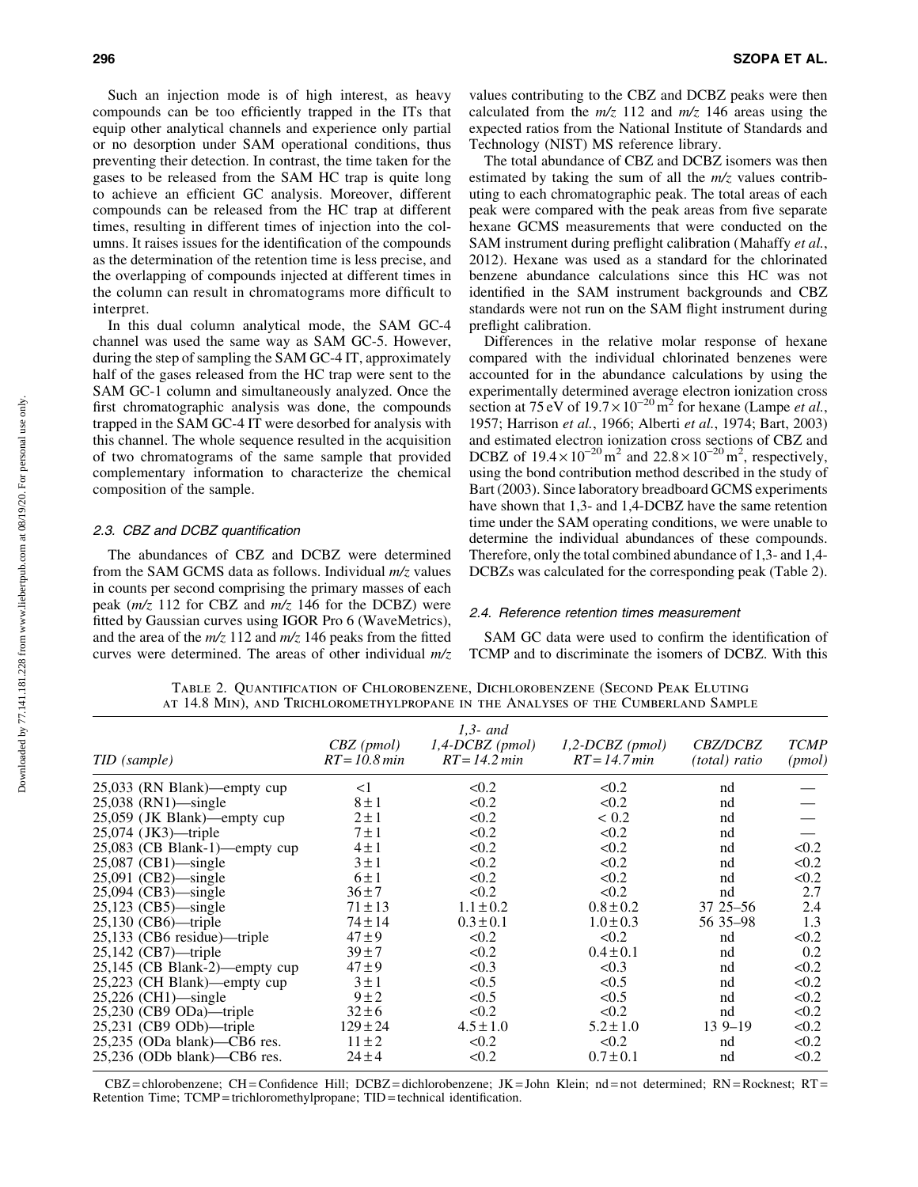Such an injection mode is of high interest, as heavy compounds can be too efficiently trapped in the ITs that equip other analytical channels and experience only partial or no desorption under SAM operational conditions, thus preventing their detection. In contrast, the time taken for the gases to be released from the SAM HC trap is quite long to achieve an efficient GC analysis. Moreover, different compounds can be released from the HC trap at different times, resulting in different times of injection into the columns. It raises issues for the identification of the compounds as the determination of the retention time is less precise, and the overlapping of compounds injected at different times in the column can result in chromatograms more difficult to interpret.

In this dual column analytical mode, the SAM GC-4 channel was used the same way as SAM GC-5. However, during the step of sampling the SAM GC-4 IT, approximately half of the gases released from the HC trap were sent to the SAM GC-1 column and simultaneously analyzed. Once the first chromatographic analysis was done, the compounds trapped in the SAM GC-4 IT were desorbed for analysis with this channel. The whole sequence resulted in the acquisition of two chromatograms of the same sample that provided complementary information to characterize the chemical composition of the sample.

### 2.3. CBZ and DCBZ quantification

The abundances of CBZ and DCBZ were determined from the SAM GCMS data as follows. Individual *m/z* values in counts per second comprising the primary masses of each peak (*m/z* 112 for CBZ and *m/z* 146 for the DCBZ) were fitted by Gaussian curves using IGOR Pro 6 (WaveMetrics), and the area of the *m/z* 112 and *m/z* 146 peaks from the fitted curves were determined. The areas of other individual *m/z* values contributing to the CBZ and DCBZ peaks were then calculated from the *m/z* 112 and *m/z* 146 areas using the expected ratios from the National Institute of Standards and Technology (NIST) MS reference library.

The total abundance of CBZ and DCBZ isomers was then estimated by taking the sum of all the *m/z* values contributing to each chromatographic peak. The total areas of each peak were compared with the peak areas from five separate hexane GCMS measurements that were conducted on the SAM instrument during preflight calibration (Mahaffy *et al.*, 2012). Hexane was used as a standard for the chlorinated benzene abundance calculations since this HC was not identified in the SAM instrument backgrounds and CBZ standards were not run on the SAM flight instrument during preflight calibration.

Differences in the relative molar response of hexane compared with the individual chlorinated benzenes were accounted for in the abundance calculations by using the experimentally determined average electron ionization cross section at 75 eV of $19.7 \times 10^{-20}\,m^2$ for hexane (Lampe *et al.*, 1957; Harrison *et al.*, 1966; Alberti *et al.*, 1974; Bart, 2003) and estimated electron ionization cross sections of CBZ and DCBZ of $19.4 \times 10^{-20}\,m^2$ and $22.8 \times 10^{-20}\,m^2$, respectively, using the bond contribution method described in the study of Bart (2003). Since laboratory breadboard GCMS experiments have shown that 1,3- and 1,4-DCBZ have the same retention time under the SAM operating conditions, we were unable to determine the individual abundances of these compounds. Therefore, only the total combined abundance of 1,3- and 1,4-DCBZs was calculated for the corresponding peak (Table 2).

### 2.4. Reference retention times measurement

SAM GC data were used to confirm the identification of TCMP and to discriminate the isomers of DCBZ. With this

Table 2. Quantification of Chlorobenzene, Dichlorobenzene (Second Peak Eluting at 14.8 Min), and Trichloromethylpropane in the Analyses of the Cumberland Sample

| *TID (sample)* | *CBZ (pmol) RT = 10.8 min* | *1,3- and 1,4-DCBZ (pmol) RT = 14.2 min* | *1,2-DCBZ (pmol) RT = 14.7 min* | *CBZ/DCBZ (total) ratio* | *TCMP (pmol)* |
|---|---|---|---|---|---|
| 25,033 (RN Blank)—empty cup | <1 | <0.2 | <0.2 | nd | — |
| 25,038 (RN1)—single | 8 ± 1 | <0.2 | <0.2 | nd | — |
| 25,059 (JK Blank)—empty cup | 2 ± 1 | <0.2 | < 0.2 | nd | — |
| 25,074 (JK3)—triple | 7 ± 1 | <0.2 | <0.2 | nd | — |
| 25,083 (CB Blank-1)—empty cup | 4 ± 1 | <0.2 | <0.2 | nd | <0.2 |
| 25,087 (CB1)—single | 3 ± 1 | <0.2 | <0.2 | nd | <0.2 |
| 25,091 (CB2)—single | 6 ± 1 | <0.2 | <0.2 | nd | <0.2 |
| 25,094 (CB3)—single | 36 ± 7 | <0.2 | <0.2 | nd | 2.7 |
| 25,123 (CB5)—single | 71 ± 13 | 1.1 ± 0.2 | 0.8 ± 0.2 | 37 25–56 | 2.4 |
| 25,130 (CB6)—triple | 74 ± 14 | 0.3 ± 0.1 | 1.0 ± 0.3 | 56 35–98 | 1.3 |
| 25,133 (CB6 residue)—triple | 47 ± 9 | <0.2 | <0.2 | nd | <0.2 |
| 25,142 (CB7)—triple | 39 ± 7 | <0.2 | 0.4 ± 0.1 | nd | 0.2 |
| 25,145 (CB Blank-2)—empty cup | 47 ± 9 | <0.3 | <0.3 | nd | <0.2 |
| 25,223 (CH Blank)—empty cup | 3 ± 1 | <0.5 | <0.5 | nd | <0.2 |
| 25,226 (CH1)—single | 9 ± 2 | <0.5 | <0.5 | nd | <0.2 |
| 25,230 (CB9 ODa)—triple | 32 ± 6 | <0.2 | <0.2 | nd | <0.2 |
| 25,231 (CB9 ODb)—triple | 129 ± 24 | 4.5 ± 1.0 | 5.2 ± 1.0 | 13 9–19 | <0.2 |
| 25,235 (ODa blank)—CB6 res. | 11 ± 2 | <0.2 | <0.2 | nd | <0.2 |
| 25,236 (ODb blank)—CB6 res. | 24 ± 4 | <0.2 | 0.7 ± 0.1 | nd | <0.2 |

CBZ = chlorobenzene; CH = Confidence Hill; DCBZ = dichlorobenzene; JK = John Klein; nd = not determined; RN = Rocknest; RT = Retention Time; TCMP = trichloromethylpropane; TID = technical identification.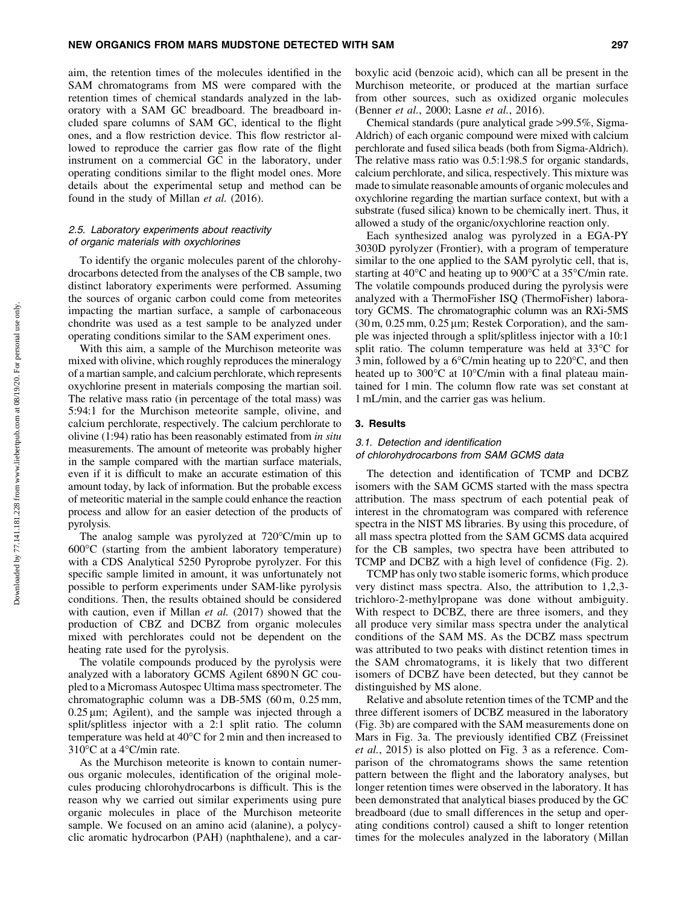aim, the retention times of the molecules identified in the SAM chromatograms from MS were compared with the retention times of chemical standards analyzed in the laboratory with a SAM GC breadboard. The breadboard included spare columns of SAM GC, identical to the flight ones, and a flow restriction device. This flow restrictor allowed to reproduce the carrier gas flow rate of the flight instrument on a commercial GC in the laboratory, under operating conditions similar to the flight model ones. More details about the experimental setup and method can be found in the study of Millan *et al.* (2016).

### 2.5. Laboratory experiments about reactivity of organic materials with oxychlorines

To identify the organic molecules parent of the chlorohydrocarbons detected from the analyses of the CB sample, two distinct laboratory experiments were performed. Assuming the sources of organic carbon could come from meteorites impacting the martian surface, a sample of carbonaceous chondrite was used as a test sample to be analyzed under operating conditions similar to the SAM experiment ones.

With this aim, a sample of the Murchison meteorite was mixed with olivine, which roughly reproduces the mineralogy of a martian sample, and calcium perchlorate, which represents oxychlorine present in materials composing the martian soil. The relative mass ratio (in percentage of the total mass) was 5:94:1 for the Murchison meteorite sample, olivine, and calcium perchlorate, respectively. The calcium perchlorate to olivine (1:94) ratio has been reasonably estimated from *in situ* measurements. The amount of meteorite was probably higher in the sample compared with the martian surface materials, even if it is difficult to make an accurate estimation of this amount today, by lack of information. But the probable excess of meteoritic material in the sample could enhance the reaction process and allow for an easier detection of the products of pyrolysis.

The analog sample was pyrolyzed at 720°C/min up to 600°C (starting from the ambient laboratory temperature) with a CDS Analytical 5250 Pyroprobe pyrolyzer. For this specific sample limited in amount, it was unfortunately not possible to perform experiments under SAM-like pyrolysis conditions. Then, the results obtained should be considered with caution, even if Millan *et al.* (2017) showed that the production of CBZ and DCBZ from organic molecules mixed with perchlorates could not be dependent on the heating rate used for the pyrolysis.

The volatile compounds produced by the pyrolysis were analyzed with a laboratory GCMS Agilent 6890 N GC coupled to a Micromass Autospec Ultima mass spectrometer. The chromatographic column was a DB-5MS (60 m, 0.25 mm, 0.25 μm; Agilent), and the sample was injected through a split/splitless injector with a 2:1 split ratio. The column temperature was held at 40°C for 2 min and then increased to 310°C at a 4°C/min rate.

As the Murchison meteorite is known to contain numerous organic molecules, identification of the original molecules producing chlorohydrocarbons is difficult. This is the reason why we carried out similar experiments using pure organic molecules in place of the Murchison meteorite sample. We focused on an amino acid (alanine), a polycyclic aromatic hydrocarbon (PAH) (naphthalene), and a carboxylic acid (benzoic acid), which can all be present in the Murchison meteorite, or produced at the martian surface from other sources, such as oxidized organic molecules (Benner *et al.*, 2000; Lasne *et al.*, 2016).

Chemical standards (pure analytical grade >99.5%, Sigma-Aldrich) of each organic compound were mixed with calcium perchlorate and fused silica beads (both from Sigma-Aldrich). The relative mass ratio was 0.5:1:98.5 for organic standards, calcium perchlorate, and silica, respectively. This mixture was made to simulate reasonable amounts of organic molecules and oxychlorine regarding the martian surface context, but with a substrate (fused silica) known to be chemically inert. Thus, it allowed a study of the organic/oxychlorine reaction only.

Each synthesized analog was pyrolyzed in a EGA-PY 3030D pyrolyzer (Frontier), with a program of temperature similar to the one applied to the SAM pyrolytic cell, that is, starting at 40°C and heating up to 900°C at a 35°C/min rate. The volatile compounds produced during the pyrolysis were analyzed with a ThermoFisher ISQ (ThermoFisher) laboratory GCMS. The chromatographic column was an RXi-5MS (30 m, 0.25 mm, 0.25 μm; Restek Corporation), and the sample was injected through a split/splitless injector with a 10:1 split ratio. The column temperature was held at 33°C for 3 min, followed by a 6°C/min heating up to 220°C, and then heated up to 300°C at 10°C/min with a final plateau maintained for 1 min. The column flow rate was set constant at 1 mL/min, and the carrier gas was helium.

## 3. Results

### 3.1. Detection and identification of chlorohydrocarbons from SAM GCMS data

The detection and identification of TCMP and DCBZ isomers with the SAM GCMS started with the mass spectra attribution. The mass spectrum of each potential peak of interest in the chromatogram was compared with reference spectra in the NIST MS libraries. By using this procedure, of all mass spectra plotted from the SAM GCMS data acquired for the CB samples, two spectra have been attributed to TCMP and DCBZ with a high level of confidence (Fig. 2).

TCMP has only two stable isomeric forms, which produce very distinct mass spectra. Also, the attribution to 1,2,3-trichloro-2-methylpropane was done without ambiguity. With respect to DCBZ, there are three isomers, and they all produce very similar mass spectra under the analytical conditions of the SAM MS. As the DCBZ mass spectrum was attributed to two peaks with distinct retention times in the SAM chromatograms, it is likely that two different isomers of DCBZ have been detected, but they cannot be distinguished by MS alone.

Relative and absolute retention times of the TCMP and the three different isomers of DCBZ measured in the laboratory (Fig. 3b) are compared with the SAM measurements done on Mars in Fig. 3a. The previously identified CBZ (Freissinet *et al.*, 2015) is also plotted on Fig. 3 as a reference. Comparison of the chromatograms shows the same retention pattern between the flight and the laboratory analyses, but longer retention times were observed in the laboratory. It has been demonstrated that analytical biases produced by the GC breadboard (due to small differences in the setup and operating conditions control) caused a shift to longer retention times for the molecules analyzed in the laboratory (Millan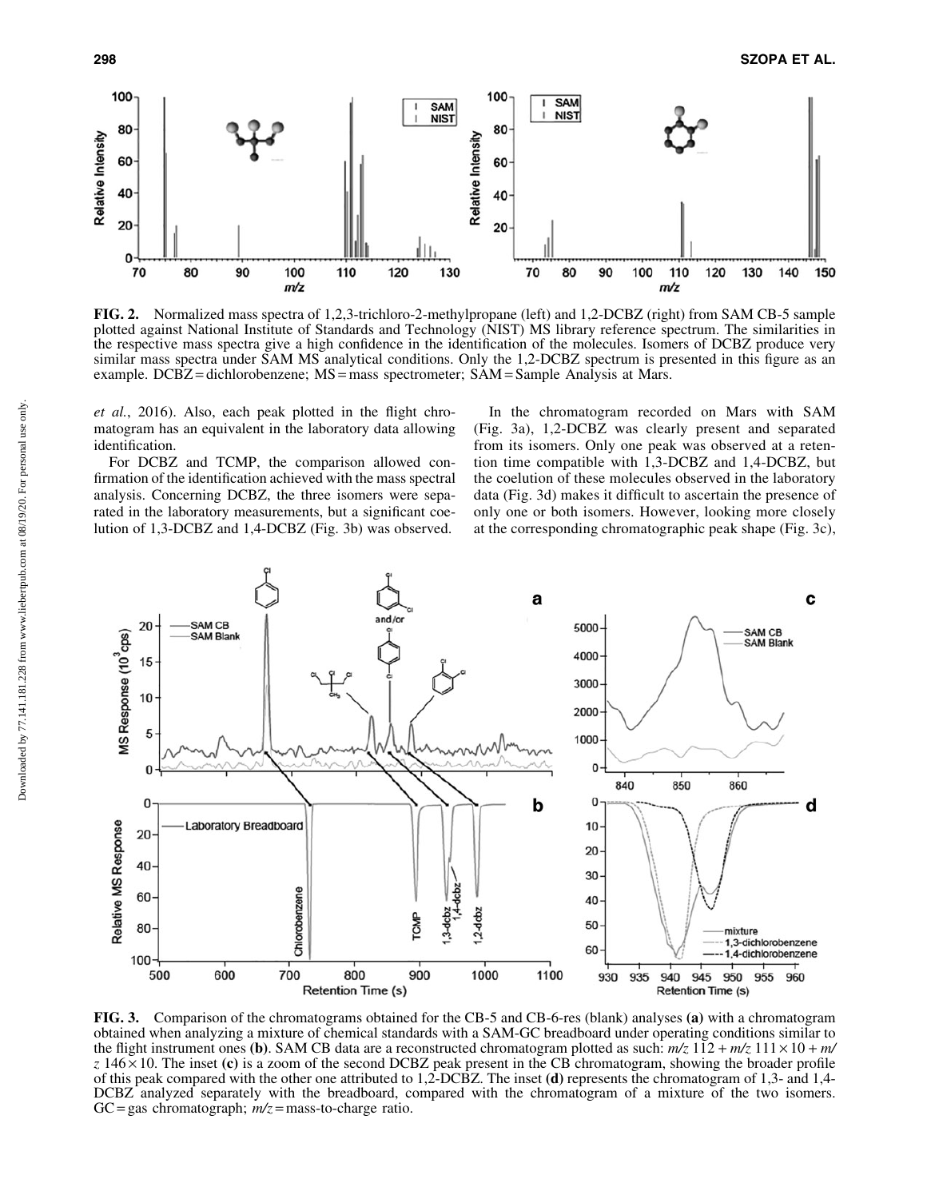**FIG. 2.** Normalized mass spectra of 1,2,3-trichloro-2-methylpropane (left) and 1,2-DCBZ (right) from SAM CB-5 sample plotted against National Institute of Standards and Technology (NIST) MS library reference spectrum. The similarities in the respective mass spectra give a high confidence in the identification of the molecules. Isomers of DCBZ produce very similar mass spectra under SAM MS analytical conditions. Only the 1,2-DCBZ spectrum is presented in this figure as an example. DCBZ = dichlorobenzene; MS = mass spectrometer; SAM = Sample Analysis at Mars.

*et al.*, 2016). Also, each peak plotted in the flight chromatogram has an equivalent in the laboratory data allowing identification.

For DCBZ and TCMP, the comparison allowed confirmation of the identification achieved with the mass spectral analysis. Concerning DCBZ, the three isomers were separated in the laboratory measurements, but a significant coelution of 1,3-DCBZ and 1,4-DCBZ (Fig. 3b) was observed.

In the chromatogram recorded on Mars with SAM (Fig. 3a), 1,2-DCBZ was clearly present and separated from its isomers. Only one peak was observed at a retention time compatible with 1,3-DCBZ and 1,4-DCBZ, but the coelution of these molecules observed in the laboratory data (Fig. 3d) makes it difficult to ascertain the presence of only one or both isomers. However, looking more closely at the corresponding chromatographic peak shape (Fig. 3c),

**FIG. 3.** Comparison of the chromatograms obtained for the CB-5 and CB-6-res (blank) analyses **(a)** with a chromatogram obtained when analyzing a mixture of chemical standards with a SAM-GC breadboard under operating conditions similar to the flight instrument ones **(b)**. SAM CB data are a reconstructed chromatogram plotted as such: $m/z$ 112 + $m/z$ 111 × 10 + $m/z$ 146 × 10. The inset **(c)** is a zoom of the second DCBZ peak present in the CB chromatogram, showing the broader profile of this peak compared with the other one attributed to 1,2-DCBZ. The inset **(d)** represents the chromatogram of 1,3- and 1,4-DCBZ analyzed separately with the breadboard, compared with the chromatogram of a mixture of the two isomers. GC = gas chromatograph; $m/z$ = mass-to-charge ratio.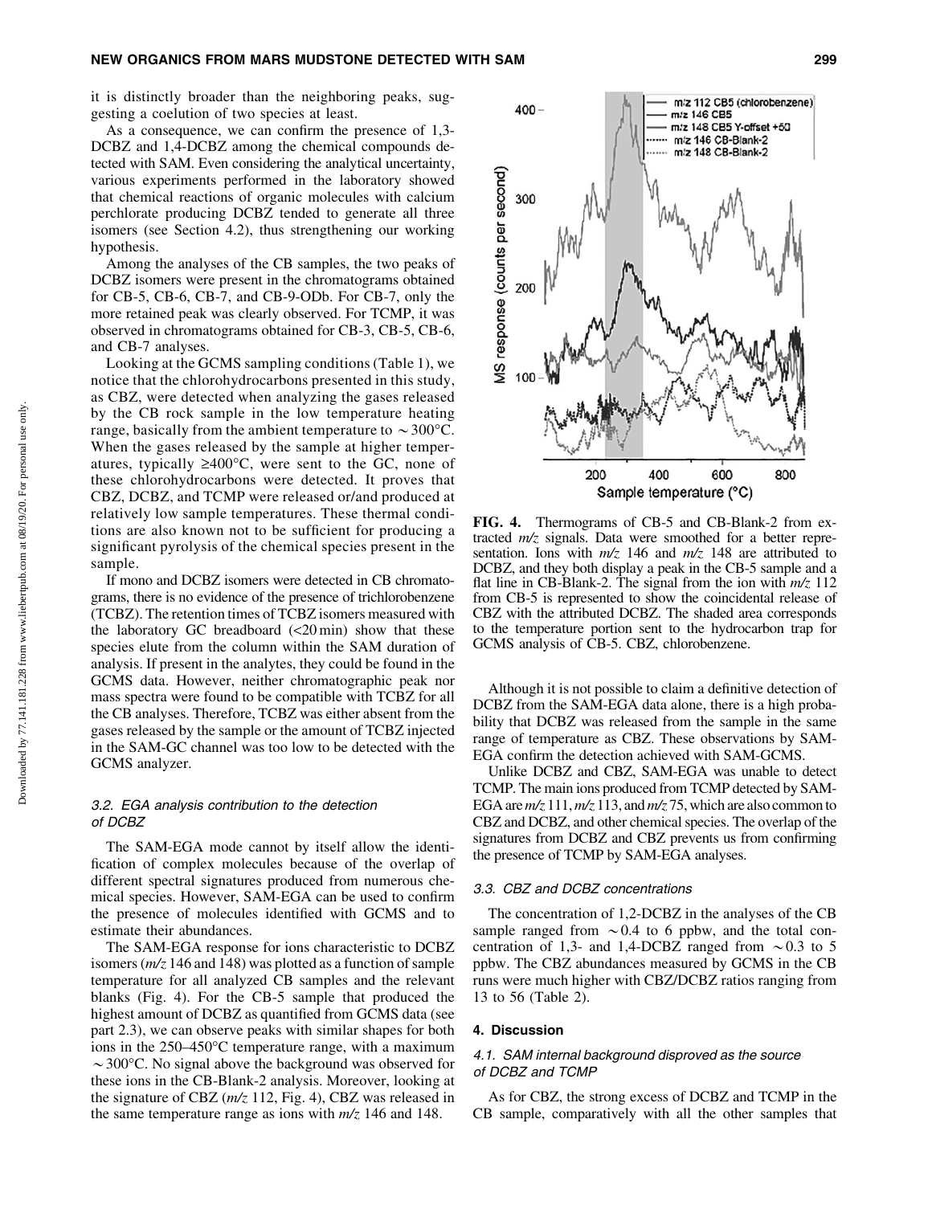it is distinctly broader than the neighboring peaks, suggesting a coelution of two species at least.

As a consequence, we can confirm the presence of 1,3-DCBZ and 1,4-DCBZ among the chemical compounds detected with SAM. Even considering the analytical uncertainty, various experiments performed in the laboratory showed that chemical reactions of organic molecules with calcium perchlorate producing DCBZ tended to generate all three isomers (see Section 4.2), thus strengthening our working hypothesis.

Among the analyses of the CB samples, the two peaks of DCBZ isomers were present in the chromatograms obtained for CB-5, CB-6, CB-7, and CB-9-ODb. For CB-7, only the more retained peak was clearly observed. For TCMP, it was observed in chromatograms obtained for CB-3, CB-5, CB-6, and CB-7 analyses.

Looking at the GCMS sampling conditions (Table 1), we notice that the chlorohydrocarbons presented in this study, as CBZ, were detected when analyzing the gases released by the CB rock sample in the low temperature heating range, basically from the ambient temperature to ~300°C. When the gases released by the sample at higher temperatures, typically ≥400°C, were sent to the GC, none of these chlorohydrocarbons were detected. It proves that CBZ, DCBZ, and TCMP were released or/and produced at relatively low sample temperatures. These thermal conditions are also known not to be sufficient for producing a significant pyrolysis of the chemical species present in the sample.

If mono and DCBZ isomers were detected in CB chromatograms, there is no evidence of the presence of trichlorobenzene (TCBZ). The retention times of TCBZ isomers measured with the laboratory GC breadboard (<20 min) show that these species elute from the column within the SAM duration of analysis. If present in the analytes, they could be found in the GCMS data. However, neither chromatographic peak nor mass spectra were found to be compatible with TCBZ for all the CB analyses. Therefore, TCBZ was either absent from the gases released by the sample or the amount of TCBZ injected in the SAM-GC channel was too low to be detected with the GCMS analyzer.

### 3.2. EGA analysis contribution to the detection of DCBZ

The SAM-EGA mode cannot by itself allow the identification of complex molecules because of the overlap of different spectral signatures produced from numerous chemical species. However, SAM-EGA can be used to confirm the presence of molecules identified with GCMS and to estimate their abundances.

The SAM-EGA response for ions characteristic to DCBZ isomers (*m/z* 146 and 148) was plotted as a function of sample temperature for all analyzed CB samples and the relevant blanks (Fig. 4). For the CB-5 sample that produced the highest amount of DCBZ as quantified from GCMS data (see part 2.3), we can observe peaks with similar shapes for both ions in the 250–450°C temperature range, with a maximum ~300°C. No signal above the background was observed for these ions in the CB-Blank-2 analysis. Moreover, looking at the signature of CBZ (*m/z* 112, Fig. 4), CBZ was released in the same temperature range as ions with *m/z* 146 and 148.

**FIG. 4.** Thermograms of CB-5 and CB-Blank-2 from extracted *m/z* signals. Data were smoothed for a better representation. Ions with *m/z* 146 and *m/z* 148 are attributed to DCBZ, and they both display a peak in the CB-5 sample and a flat line in CB-Blank-2. The signal from the ion with *m/z* 112 from CB-5 is represented to show the coincidental release of CBZ with the attributed DCBZ. The shaded area corresponds to the temperature portion sent to the hydrocarbon trap for GCMS analysis of CB-5. CBZ, chlorobenzene.

Although it is not possible to claim a definitive detection of DCBZ from the SAM-EGA data alone, there is a high probability that DCBZ was released from the sample in the same range of temperature as CBZ. These observations by SAM-EGA confirm the detection achieved with SAM-GCMS.

Unlike DCBZ and CBZ, SAM-EGA was unable to detect TCMP. The main ions produced from TCMP detected by SAM-EGA are *m/z* 111, *m/z* 113, and *m/z* 75, which are also common to CBZ and DCBZ, and other chemical species. The overlap of the signatures from DCBZ and CBZ prevents us from confirming the presence of TCMP by SAM-EGA analyses.

### 3.3. CBZ and DCBZ concentrations

The concentration of 1,2-DCBZ in the analyses of the CB sample ranged from ~0.4 to 6 ppbw, and the total concentration of 1,3- and 1,4-DCBZ ranged from ~0.3 to 5 ppbw. The CBZ abundances measured by GCMS in the CB runs were much higher with CBZ/DCBZ ratios ranging from 13 to 56 (Table 2).

## 4. Discussion

### 4.1. SAM internal background disproved as the source of DCBZ and TCMP

As for CBZ, the strong excess of DCBZ and TCMP in the CB sample, comparatively with all the other samples that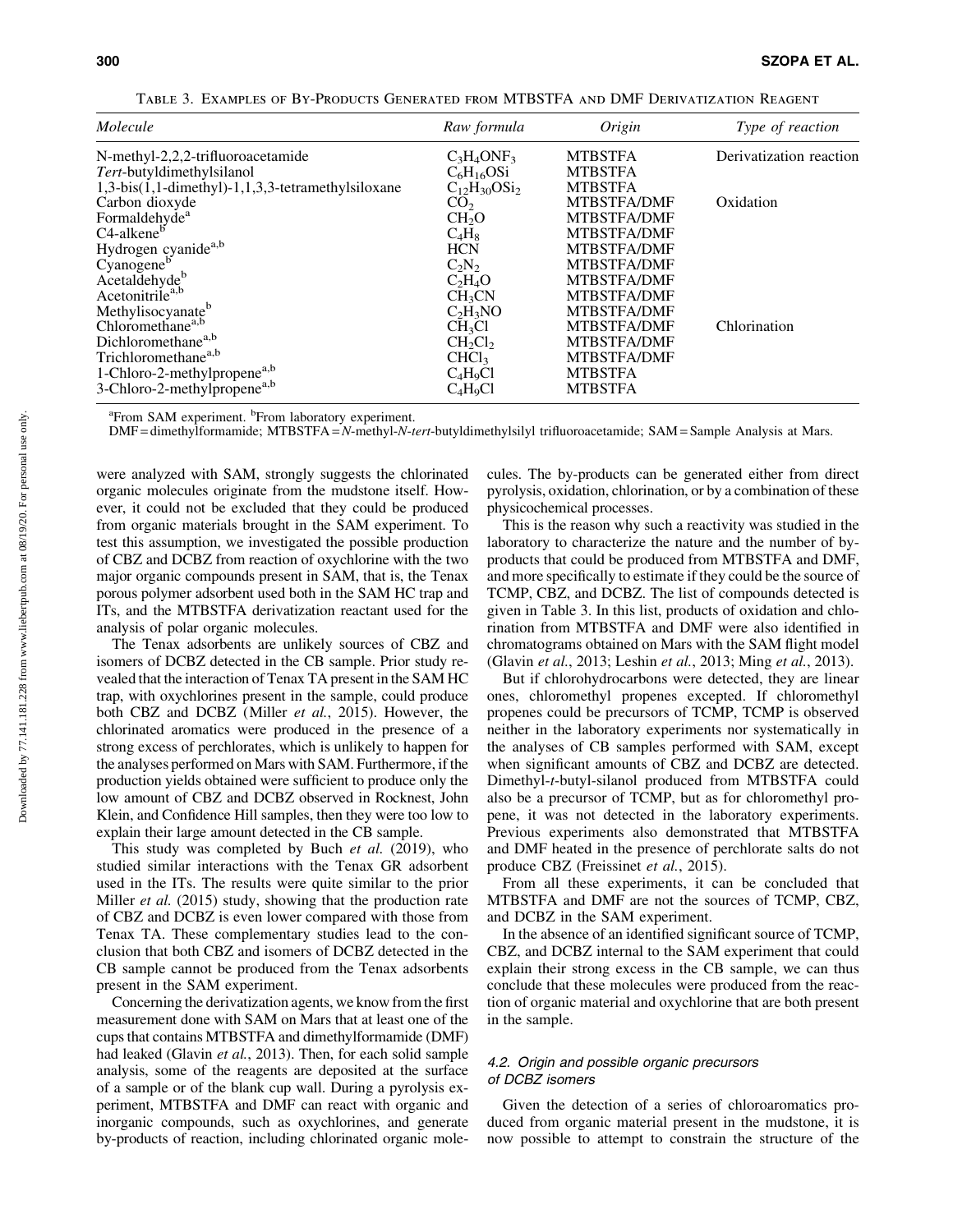TABLE 3. EXAMPLES OF BY-PRODUCTS GENERATED FROM MTBSTFA AND DMF DERIVATIZATION REAGENT

| *Molecule* | *Raw formula* | *Origin* | *Type of reaction* |
|---|---|---|---|
| N-methyl-2,2,2-trifluoroacetamide | $C_3H_4ONF_3$ | MTBSTFA | Derivatization reaction |
| *Tert*-butyldimethylsilanol | $C_6H_{16}OSi$ | MTBSTFA | |
| 1,3-bis(1,1-dimethyl)-1,1,3,3-tetramethylsiloxane | $C_{12}H_{30}OSi_2$ | MTBSTFA | |
| Carbon dioxyde | $CO_2$ | MTBSTFA/DMF | Oxidation |
| Formaldehyde[a] | $CH_2O$ | MTBSTFA/DMF | |
| C4-alkene[b] | $C_4H_8$ | MTBSTFA/DMF | |
| Hydrogen cyanide[a,b] | HCN | MTBSTFA/DMF | |
| Cyanogene[b] | $C_2N_2$ | MTBSTFA/DMF | |
| Acetaldehyde[b] | $C_2H_4O$ | MTBSTFA/DMF | |
| Acetonitrile[a,b] | $CH_3CN$ | MTBSTFA/DMF | |
| Methylisocyanate[b] | $C_2H_3NO$ | MTBSTFA/DMF | |
| Chloromethane[a,b] | $CH_3Cl$ | MTBSTFA/DMF | Chlorination |
| Dichloromethane[a,b] | $CH_2Cl_2$ | MTBSTFA/DMF | |
| Trichloromethane[a,b] | $CHCl_3$ | MTBSTFA/DMF | |
| 1-Chloro-2-methylpropene[a,b] | $C_4H_9Cl$ | MTBSTFA | |
| 3-Chloro-2-methylpropene[a,b] | $C_4H_9Cl$ | MTBSTFA | |

[a]From SAM experiment. [b]From laboratory experiment.

DMF = dimethylformamide; MTBSTFA = *N*-methyl-*N*-*tert*-butyldimethylsilyl trifluoroacetamide; SAM = Sample Analysis at Mars.

were analyzed with SAM, strongly suggests the chlorinated organic molecules originate from the mudstone itself. However, it could not be excluded that they could be produced from organic materials brought in the SAM experiment. To test this assumption, we investigated the possible production of CBZ and DCBZ from reaction of oxychlorine with the two major organic compounds present in SAM, that is, the Tenax porous polymer adsorbent used both in the SAM HC trap and ITs, and the MTBSTFA derivatization reactant used for the analysis of polar organic molecules.

The Tenax adsorbents are unlikely sources of CBZ and isomers of DCBZ detected in the CB sample. Prior study revealed that the interaction of Tenax TA present in the SAM HC trap, with oxychlorines present in the sample, could produce both CBZ and DCBZ (Miller *et al.*, 2015). However, the chlorinated aromatics were produced in the presence of a strong excess of perchlorates, which is unlikely to happen for the analyses performed on Mars with SAM. Furthermore, if the production yields obtained were sufficient to produce only the low amount of CBZ and DCBZ observed in Rocknest, John Klein, and Confidence Hill samples, then they were too low to explain their large amount detected in the CB sample.

This study was completed by Buch *et al.* (2019), who studied similar interactions with the Tenax GR adsorbent used in the ITs. The results were quite similar to the prior Miller *et al.* (2015) study, showing that the production rate of CBZ and DCBZ is even lower compared with those from Tenax TA. These complementary studies lead to the conclusion that both CBZ and isomers of DCBZ detected in the CB sample cannot be produced from the Tenax adsorbents present in the SAM experiment.

Concerning the derivatization agents, we know from the first measurement done with SAM on Mars that at least one of the cups that contains MTBSTFA and dimethylformamide (DMF) had leaked (Glavin *et al.*, 2013). Then, for each solid sample analysis, some of the reagents are deposited at the surface of a sample or of the blank cup wall. During a pyrolysis experiment, MTBSTFA and DMF can react with organic and inorganic compounds, such as oxychlorines, and generate by-products of reaction, including chlorinated organic molecules. The by-products can be generated either from direct pyrolysis, oxidation, chlorination, or by a combination of these physicochemical processes.

This is the reason why such a reactivity was studied in the laboratory to characterize the nature and the number of by-products that could be produced from MTBSTFA and DMF, and more specifically to estimate if they could be the source of TCMP, CBZ, and DCBZ. The list of compounds detected is given in Table 3. In this list, products of oxidation and chlorination from MTBSTFA and DMF were also identified in chromatograms obtained on Mars with the SAM flight model (Glavin *et al.*, 2013; Leshin *et al.*, 2013; Ming *et al.*, 2013).

But if chlorohydrocarbons were detected, they are linear ones, chloromethyl propenes excepted. If chloromethyl propenes could be precursors of TCMP, TCMP is observed neither in the laboratory experiments nor systematically in the analyses of CB samples performed with SAM, except when significant amounts of CBZ and DCBZ are detected. Dimethyl-*t*-butyl-silanol produced from MTBSTFA could also be a precursor of TCMP, but as for chloromethyl propene, it was not detected in the laboratory experiments. Previous experiments also demonstrated that MTBSTFA and DMF heated in the presence of perchlorate salts do not produce CBZ (Freissinet *et al.*, 2015).

From all these experiments, it can be concluded that MTBSTFA and DMF are not the sources of TCMP, CBZ, and DCBZ in the SAM experiment.

In the absence of an identified significant source of TCMP, CBZ, and DCBZ internal to the SAM experiment that could explain their strong excess in the CB sample, we can thus conclude that these molecules were produced from the reaction of organic material and oxychlorine that are both present in the sample.

### 4.2. Origin and possible organic precursors of DCBZ isomers

Given the detection of a series of chloroaromatics produced from organic material present in the mudstone, it is now possible to attempt to constrain the structure of the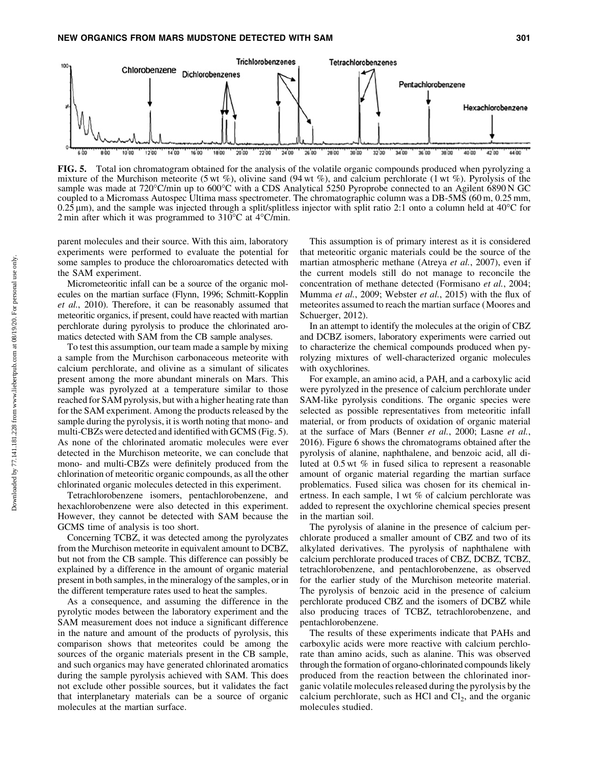FIG. 5. Total ion chromatogram obtained for the analysis of the volatile organic compounds produced when pyrolyzing a mixture of the Murchison meteorite (5 wt %), olivine sand (94 wt %), and calcium perchlorate (1 wt %). Pyrolysis of the sample was made at 720°C/min up to 600°C with a CDS Analytical 5250 Pyroprobe connected to an Agilent 6890 N GC coupled to a Micromass Autospec Ultima mass spectrometer. The chromatographic column was a DB-5MS (60 m, 0.25 mm, 0.25 μm), and the sample was injected through a split/splitless injector with split ratio 2:1 onto a column held at 40°C for 2 min after which it was programmed to 310°C at 4°C/min.

parent molecules and their source. With this aim, laboratory experiments were performed to evaluate the potential for some samples to produce the chloroaromatics detected with the SAM experiment.

Micrometeoritic infall can be a source of the organic molecules on the martian surface (Flynn, 1996; Schmitt-Kopplin *et al.*, 2010). Therefore, it can be reasonably assumed that meteoritic organics, if present, could have reacted with martian perchlorate during pyrolysis to produce the chlorinated aromatics detected with SAM from the CB sample analyses.

To test this assumption, our team made a sample by mixing a sample from the Murchison carbonaceous meteorite with calcium perchlorate, and olivine as a simulant of silicates present among the more abundant minerals on Mars. This sample was pyrolyzed at a temperature similar to those reached for SAM pyrolysis, but with a higher heating rate than for the SAM experiment. Among the products released by the sample during the pyrolysis, it is worth noting that mono- and multi-CBZs were detected and identified with GCMS (Fig. 5). As none of the chlorinated aromatic molecules were ever detected in the Murchison meteorite, we can conclude that mono- and multi-CBZs were definitely produced from the chlorination of meteoritic organic compounds, as all the other chlorinated organic molecules detected in this experiment.

Tetrachlorobenzene isomers, pentachlorobenzene, and hexachlorobenzene were also detected in this experiment. However, they cannot be detected with SAM because the GCMS time of analysis is too short.

Concerning TCBZ, it was detected among the pyrolyzates from the Murchison meteorite in equivalent amount to DCBZ, but not from the CB sample. This difference can possibly be explained by a difference in the amount of organic material present in both samples, in the mineralogy of the samples, or in the different temperature rates used to heat the samples.

As a consequence, and assuming the difference in the pyrolytic modes between the laboratory experiment and the SAM measurement does not induce a significant difference in the nature and amount of the products of pyrolysis, this comparison shows that meteorites could be among the sources of the organic materials present in the CB sample, and such organics may have generated chlorinated aromatics during the sample pyrolysis achieved with SAM. This does not exclude other possible sources, but it validates the fact that interplanetary materials can be a source of organic molecules at the martian surface.

This assumption is of primary interest as it is considered that meteoritic organic materials could be the source of the martian atmospheric methane (Atreya *et al.*, 2007), even if the current models still do not manage to reconcile the concentration of methane detected (Formisano *et al.*, 2004; Mumma *et al.*, 2009; Webster *et al.*, 2015) with the flux of meteorites assumed to reach the martian surface (Moores and Schuerger, 2012).

In an attempt to identify the molecules at the origin of CBZ and DCBZ isomers, laboratory experiments were carried out to characterize the chemical compounds produced when pyrolyzing mixtures of well-characterized organic molecules with oxychlorines.

For example, an amino acid, a PAH, and a carboxylic acid were pyrolyzed in the presence of calcium perchlorate under SAM-like pyrolysis conditions. The organic species were selected as possible representatives from meteoritic infall material, or from products of oxidation of organic material at the surface of Mars (Benner *et al.*, 2000; Lasne *et al.*, 2016). Figure 6 shows the chromatograms obtained after the pyrolysis of alanine, naphthalene, and benzoic acid, all diluted at 0.5 wt % in fused silica to represent a reasonable amount of organic material regarding the martian surface problematics. Fused silica was chosen for its chemical inertness. In each sample, 1 wt % of calcium perchlorate was added to represent the oxychlorine chemical species present in the martian soil.

The pyrolysis of alanine in the presence of calcium perchlorate produced a smaller amount of CBZ and two of its alkylated derivatives. The pyrolysis of naphthalene with calcium perchlorate produced traces of CBZ, DCBZ, TCBZ, tetrachlorobenzene, and pentachlorobenzene, as observed for the earlier study of the Murchison meteorite material. The pyrolysis of benzoic acid in the presence of calcium perchlorate produced CBZ and the isomers of DCBZ while also producing traces of TCBZ, tetrachlorobenzene, and pentachlorobenzene.

The results of these experiments indicate that PAHs and carboxylic acids were more reactive with calcium perchlorate than amino acids, such as alanine. This was observed through the formation of organo-chlorinated compounds likely produced from the reaction between the chlorinated inorganic volatile molecules released during the pyrolysis by the calcium perchlorate, such as HCl and $Cl_2$, and the organic molecules studied.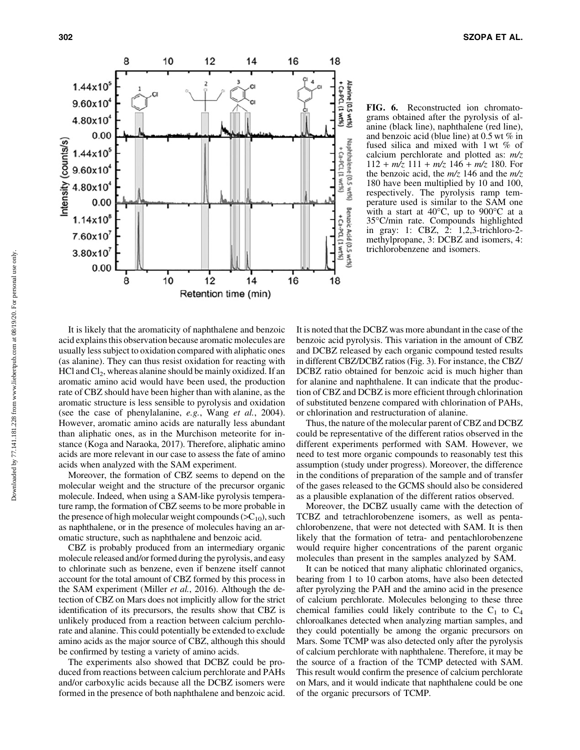FIG. 6. Reconstructed ion chromatograms obtained after the pyrolysis of alanine (black line), naphthalene (red line), and benzoic acid (blue line) at 0.5 wt % in fused silica and mixed with 1 wt % of calcium perchlorate and plotted as: $m/z$ 112 + $m/z$ 111 + $m/z$ 146 + $m/z$ 180. For the benzoic acid, the $m/z$ 146 and the $m/z$ 180 have been multiplied by 10 and 100, respectively. The pyrolysis ramp temperature used is similar to the SAM one with a start at 40°C, up to 900°C at a 35°C/min rate. Compounds highlighted in gray: 1: CBZ, 2: 1,2,3-trichloro-2-methylpropane, 3: DCBZ and isomers, 4: trichlorobenzene and isomers.

It is likely that the aromaticity of naphthalene and benzoic acid explains this observation because aromatic molecules are usually less subject to oxidation compared with aliphatic ones (as alanine). They can thus resist oxidation for reacting with HCl and $Cl_2$, whereas alanine should be mainly oxidized. If an aromatic amino acid would have been used, the production rate of CBZ should have been higher than with alanine, as the aromatic structure is less sensible to pyrolysis and oxidation (see the case of phenylalanine, *e.g.*, Wang *et al.*, 2004). However, aromatic amino acids are naturally less abundant than aliphatic ones, as in the Murchison meteorite for instance (Koga and Naraoka, 2017). Therefore, aliphatic amino acids are more relevant in our case to assess the fate of amino acids when analyzed with the SAM experiment.

Moreover, the formation of CBZ seems to depend on the molecular weight and the structure of the precursor organic molecule. Indeed, when using a SAM-like pyrolysis temperature ramp, the formation of CBZ seems to be more probable in the presence of high molecular weight compounds ($>C_{10}$), such as naphthalene, or in the presence of molecules having an aromatic structure, such as naphthalene and benzoic acid.

CBZ is probably produced from an intermediary organic molecule released and/or formed during the pyrolysis, and easy to chlorinate such as benzene, even if benzene itself cannot account for the total amount of CBZ formed by this process in the SAM experiment (Miller *et al.*, 2016). Although the detection of CBZ on Mars does not implicitly allow for the strict identification of its precursors, the results show that CBZ is unlikely produced from a reaction between calcium perchlorate and alanine. This could potentially be extended to exclude amino acids as the major source of CBZ, although this should be confirmed by testing a variety of amino acids.

The experiments also showed that DCBZ could be produced from reactions between calcium perchlorate and PAHs and/or carboxylic acids because all the DCBZ isomers were formed in the presence of both naphthalene and benzoic acid. It is noted that the DCBZ was more abundant in the case of the benzoic acid pyrolysis. This variation in the amount of CBZ and DCBZ released by each organic compound tested results in different CBZ/DCBZ ratios (Fig. 3). For instance, the CBZ/DCBZ ratio obtained for benzoic acid is much higher than for alanine and naphthalene. It can indicate that the production of CBZ and DCBZ is more efficient through chlorination of substituted benzene compared with chlorination of PAHs, or chlorination and restructuration of alanine.

Thus, the nature of the molecular parent of CBZ and DCBZ could be representative of the different ratios observed in the different experiments performed with SAM. However, we need to test more organic compounds to reasonably test this assumption (study under progress). Moreover, the difference in the conditions of preparation of the sample and of transfer of the gases released to the GCMS should also be considered as a plausible explanation of the different ratios observed.

Moreover, the DCBZ usually came with the detection of TCBZ and tetrachlorobenzene isomers, as well as pentachlorobenzene, that were not detected with SAM. It is then likely that the formation of tetra- and pentachlorobenzene would require higher concentrations of the parent organic molecules than present in the samples analyzed by SAM.

It can be noticed that many aliphatic chlorinated organics, bearing from 1 to 10 carbon atoms, have also been detected after pyrolyzing the PAH and the amino acid in the presence of calcium perchlorate. Molecules belonging to these three chemical families could likely contribute to the $C_1$ to $C_4$ chloroalkanes detected when analyzing martian samples, and they could potentially be among the organic precursors on Mars. Some TCMP was also detected only after the pyrolysis of calcium perchlorate with naphthalene. Therefore, it may be the source of a fraction of the TCMP detected with SAM. This result would confirm the presence of calcium perchlorate on Mars, and it would indicate that naphthalene could be one of the organic precursors of TCMP.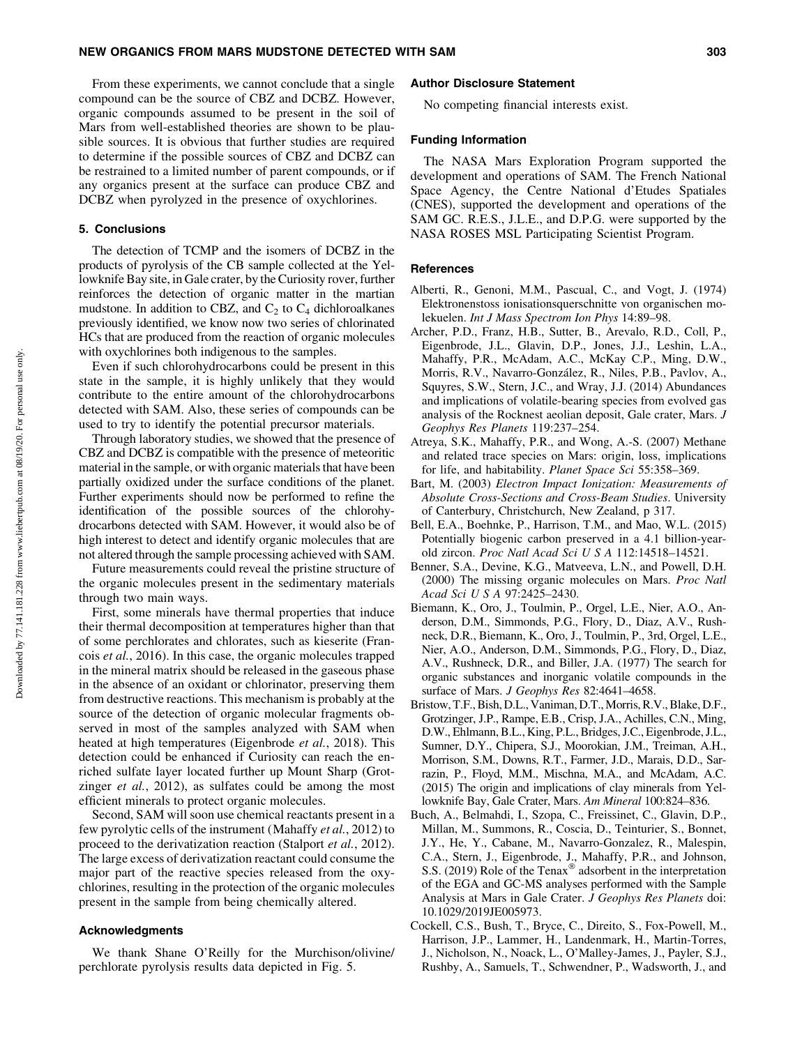From these experiments, we cannot conclude that a single compound can be the source of CBZ and DCBZ. However, organic compounds assumed to be present in the soil of Mars from well-established theories are shown to be plausible sources. It is obvious that further studies are required to determine if the possible sources of CBZ and DCBZ can be restrained to a limited number of parent compounds, or if any organics present at the surface can produce CBZ and DCBZ when pyrolyzed in the presence of oxychlorines.

## 5. Conclusions

The detection of TCMP and the isomers of DCBZ in the products of pyrolysis of the CB sample collected at the Yellowknife Bay site, in Gale crater, by the Curiosity rover, further reinforces the detection of organic matter in the martian mudstone. In addition to CBZ, and $C_2$ to $C_4$ dichloroalkanes previously identified, we know now two series of chlorinated HCs that are produced from the reaction of organic molecules with oxychlorines both indigenous to the samples.

Even if such chlorohydrocarbons could be present in this state in the sample, it is highly unlikely that they would contribute to the entire amount of the chlorohydrocarbons detected with SAM. Also, these series of compounds can be used to try to identify the potential precursor materials.

Through laboratory studies, we showed that the presence of CBZ and DCBZ is compatible with the presence of meteoritic material in the sample, or with organic materials that have been partially oxidized under the surface conditions of the planet. Further experiments should now be performed to refine the identification of the possible sources of the chlorohydrocarbons detected with SAM. However, it would also be of high interest to detect and identify organic molecules that are not altered through the sample processing achieved with SAM.

Future measurements could reveal the pristine structure of the organic molecules present in the sedimentary materials through two main ways.

First, some minerals have thermal properties that induce their thermal decomposition at temperatures higher than that of some perchlorates and chlorates, such as kieserite (Francois *et al.*, 2016). In this case, the organic molecules trapped in the mineral matrix should be released in the gaseous phase in the absence of an oxidant or chlorinator, preserving them from destructive reactions. This mechanism is probably at the source of the detection of organic molecular fragments observed in most of the samples analyzed with SAM when heated at high temperatures (Eigenbrode *et al.*, 2018). This detection could be enhanced if Curiosity can reach the enriched sulfate layer located further up Mount Sharp (Grotzinger *et al.*, 2012), as sulfates could be among the most efficient minerals to protect organic molecules.

Second, SAM will soon use chemical reactants present in a few pyrolytic cells of the instrument (Mahaffy *et al.*, 2012) to proceed to the derivatization reaction (Stalport *et al.*, 2012). The large excess of derivatization reactant could consume the major part of the reactive species released from the oxychlorines, resulting in the protection of the organic molecules present in the sample from being chemically altered.

## Acknowledgments

We thank Shane O'Reilly for the Murchison/olivine/perchlorate pyrolysis results data depicted in Fig. 5.

## Author Disclosure Statement

No competing financial interests exist.

## Funding Information

The NASA Mars Exploration Program supported the development and operations of SAM. The French National Space Agency, the Centre National d'Etudes Spatiales (CNES), supported the development and operations of the SAM GC. R.E.S., J.L.E., and D.P.G. were supported by the NASA ROSES MSL Participating Scientist Program.

## References

Alberti, R., Genoni, M.M., Pascual, C., and Vogt, J. (1974) Elektronenstoss ionisationsquerschnitte von organischen molekuelen. *Int J Mass Spectrom Ion Phys* 14:89–98.

Archer, P.D., Franz, H.B., Sutter, B., Arevalo, R.D., Coll, P., Eigenbrode, J.L., Glavin, D.P., Jones, J.J., Leshin, L.A., Mahaffy, P.R., McAdam, A.C., McKay C.P., Ming, D.W., Morris, R.V., Navarro-González, R., Niles, P.B., Pavlov, A., Squyres, S.W., Stern, J.C., and Wray, J.J. (2014) Abundances and implications of volatile-bearing species from evolved gas analysis of the Rocknest aeolian deposit, Gale crater, Mars. *J Geophys Res Planets* 119:237–254.

Atreya, S.K., Mahaffy, P.R., and Wong, A.-S. (2007) Methane and related trace species on Mars: origin, loss, implications for life, and habitability. *Planet Space Sci* 55:358–369.

Bart, M. (2003) *Electron Impact Ionization: Measurements of Absolute Cross-Sections and Cross-Beam Studies*. University of Canterbury, Christchurch, New Zealand, p 317.

Bell, E.A., Boehnke, P., Harrison, T.M., and Mao, W.L. (2015) Potentially biogenic carbon preserved in a 4.1 billion-year-old zircon. *Proc Natl Acad Sci U S A* 112:14518–14521.

Benner, S.A., Devine, K.G., Matveeva, L.N., and Powell, D.H. (2000) The missing organic molecules on Mars. *Proc Natl Acad Sci U S A* 97:2425–2430.

Biemann, K., Oro, J., Toulmin, P., Orgel, L.E., Nier, A.O., Anderson, D.M., Simmonds, P.G., Flory, D., Diaz, A.V., Rushneck, D.R., Biemann, K., Oro, J., Toulmin, P., 3rd, Orgel, L.E., Nier, A.O., Anderson, D.M., Simmonds, P.G., Flory, D., Diaz, A.V., Rushneck, D.R., and Biller, J.A. (1977) The search for organic substances and inorganic volatile compounds in the surface of Mars. *J Geophys Res* 82:4641–4658.

Bristow, T.F., Bish, D.L., Vaniman, D.T., Morris, R.V., Blake, D.F., Grotzinger, J.P., Rampe, E.B., Crisp, J.A., Achilles, C.N., Ming, D.W., Ehlmann, B.L., King, P.L., Bridges, J.C., Eigenbrode, J.L., Sumner, D.Y., Chipera, S.J., Moorokian, J.M., Treiman, A.H., Morrison, S.M., Downs, R.T., Farmer, J.D., Marais, D.D., Sarrazin, P., Floyd, M.M., Mischna, M.A., and McAdam, A.C. (2015) The origin and implications of clay minerals from Yellowknife Bay, Gale Crater, Mars. *Am Mineral* 100:824–836.

Buch, A., Belmahdi, I., Szopa, C., Freissinet, C., Glavin, D.P., Millan, M., Summons, R., Coscia, D., Teinturier, S., Bonnet, J.Y., He, Y., Cabane, M., Navarro-Gonzalez, R., Malespin, C.A., Stern, J., Eigenbrode, J., Mahaffy, P.R., and Johnson, S.S. (2019) Role of the Tenax® adsorbent in the interpretation of the EGA and GC-MS analyses performed with the Sample Analysis at Mars in Gale Crater. *J Geophys Res Planets* doi: 10.1029/2019JE005973.

Cockell, C.S., Bush, T., Bryce, C., Direito, S., Fox-Powell, M., Harrison, J.P., Lammer, H., Landenmark, H., Martin-Torres, J., Nicholson, N., Noack, L., O'Malley-James, J., Payler, S.J., Rushby, A., Samuels, T., Schwendner, P., Wadsworth, J., and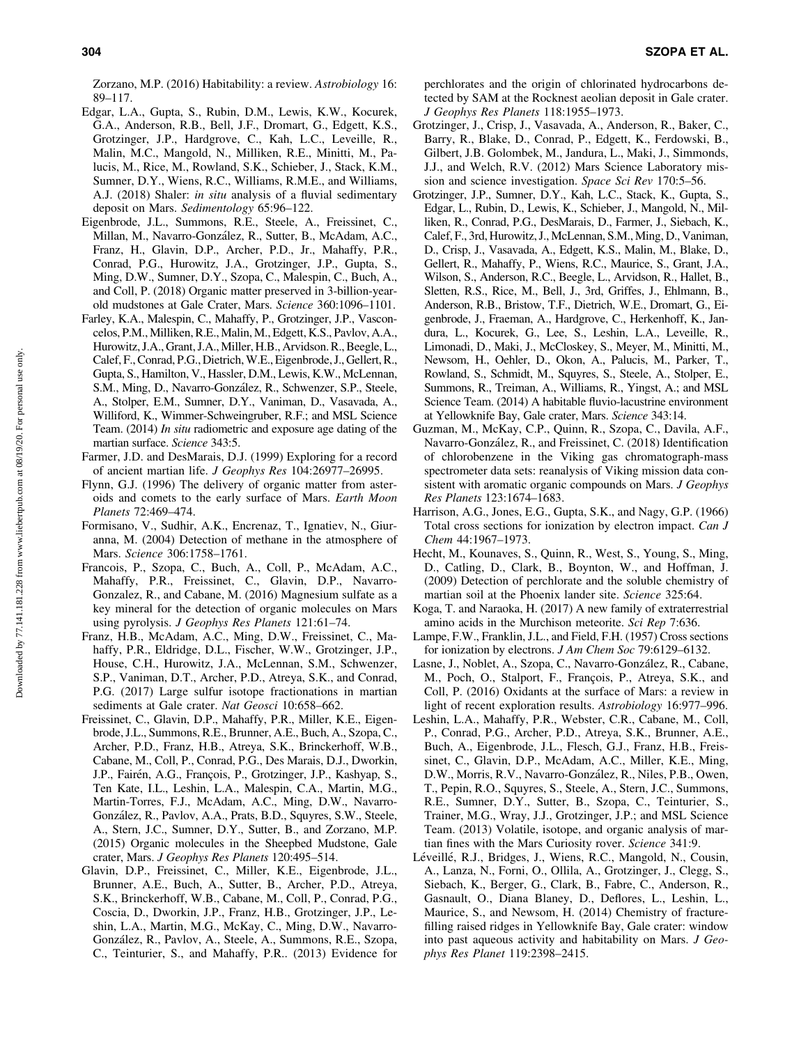Zorzano, M.P. (2016) Habitability: a review. *Astrobiology* 16: 89–117.

Edgar, L.A., Gupta, S., Rubin, D.M., Lewis, K.W., Kocurek, G.A., Anderson, R.B., Bell, J.F., Dromart, G., Edgett, K.S., Grotzinger, J.P., Hardgrove, C., Kah, L.C., Leveille, R., Malin, M.C., Mangold, N., Milliken, R.E., Minitti, M., Palucis, M., Rice, M., Rowland, S.K., Schieber, J., Stack, K.M., Sumner, D.Y., Wiens, R.C., Williams, R.M.E., and Williams, A.J. (2018) Shaler: *in situ* analysis of a fluvial sedimentary deposit on Mars. *Sedimentology* 65:96–122.

Eigenbrode, J.L., Summons, R.E., Steele, A., Freissinet, C., Millan, M., Navarro-González, R., Sutter, B., McAdam, A.C., Franz, H., Glavin, D.P., Archer, P.D., Jr., Mahaffy, P.R., Conrad, P.G., Hurowitz, J.A., Grotzinger, J.P., Gupta, S., Ming, D.W., Sumner, D.Y., Szopa, C., Malespin, C., Buch, A., and Coll, P. (2018) Organic matter preserved in 3-billion-year-old mudstones at Gale Crater, Mars. *Science* 360:1096–1101.

Farley, K.A., Malespin, C., Mahaffy, P., Grotzinger, J.P., Vasconcelos, P.M., Milliken, R.E., Malin, M., Edgett, K.S., Pavlov, A.A., Hurowitz, J.A., Grant, J.A., Miller, H.B., Arvidson. R., Beegle, L., Calef, F., Conrad, P.G., Dietrich, W.E., Eigenbrode, J., Gellert, R., Gupta, S., Hamilton, V., Hassler, D.M., Lewis, K.W., McLennan, S.M., Ming, D., Navarro-González, R., Schwenzer, S.P., Steele, A., Stolper, E.M., Sumner, D.Y., Vaniman, D., Vasavada, A., Williford, K., Wimmer-Schweingruber, R.F.; and MSL Science Team. (2014) *In situ* radiometric and exposure age dating of the martian surface. *Science* 343:5.

Farmer, J.D. and DesMarais, D.J. (1999) Exploring for a record of ancient martian life. *J Geophys Res* 104:26977–26995.

Flynn, G.J. (1996) The delivery of organic matter from asteroids and comets to the early surface of Mars. *Earth Moon Planets* 72:469–474.

Formisano, V., Sudhir, A.K., Encrenaz, T., Ignatiev, N., Giuranna, M. (2004) Detection of methane in the atmosphere of Mars. *Science* 306:1758–1761.

Francois, P., Szopa, C., Buch, A., Coll, P., McAdam, A.C., Mahaffy, P.R., Freissinet, C., Glavin, D.P., Navarro-Gonzalez, R., and Cabane, M. (2016) Magnesium sulfate as a key mineral for the detection of organic molecules on Mars using pyrolysis. *J Geophys Res Planets* 121:61–74.

Franz, H.B., McAdam, A.C., Ming, D.W., Freissinet, C., Mahaffy, P.R., Eldridge, D.L., Fischer, W.W., Grotzinger, J.P., House, C.H., Hurowitz, J.A., McLennan, S.M., Schwenzer, S.P., Vaniman, D.T., Archer, P.D., Atreya, S.K., and Conrad, P.G. (2017) Large sulfur isotope fractionations in martian sediments at Gale crater. *Nat Geosci* 10:658–662.

Freissinet, C., Glavin, D.P., Mahaffy, P.R., Miller, K.E., Eigenbrode, J.L., Summons, R.E., Brunner, A.E., Buch, A., Szopa, C., Archer, P.D., Franz, H.B., Atreya, S.K., Brinckerhoff, W.B., Cabane, M., Coll, P., Conrad, P.G., Des Marais, D.J., Dworkin, J.P., Fairén, A.G., François, P., Grotzinger, J.P., Kashyap, S., Ten Kate, I.L., Leshin, L.A., Malespin, C.A., Martin, M.G., Martin-Torres, F.J., McAdam, A.C., Ming, D.W., Navarro-González, R., Pavlov, A.A., Prats, B.D., Squyres, S.W., Steele, A., Stern, J.C., Sumner, D.Y., Sutter, B., and Zorzano, M.P. (2015) Organic molecules in the Sheepbed Mudstone, Gale crater, Mars. *J Geophys Res Planets* 120:495–514.

Glavin, D.P., Freissinet, C., Miller, K.E., Eigenbrode, J.L., Brunner, A.E., Buch, A., Sutter, B., Archer, P.D., Atreya, S.K., Brinckerhoff, W.B., Cabane, M., Coll, P., Conrad, P.G., Coscia, D., Dworkin, J.P., Franz, H.B., Grotzinger, J.P., Leshin, L.A., Martin, M.G., McKay, C., Ming, D.W., Navarro-González, R., Pavlov, A., Steele, A., Summons, R.E., Szopa, C., Teinturier, S., and Mahaffy, P.R.. (2013) Evidence for perchlorates and the origin of chlorinated hydrocarbons detected by SAM at the Rocknest aeolian deposit in Gale crater. *J Geophys Res Planets* 118:1955–1973.

Grotzinger, J., Crisp, J., Vasavada, A., Anderson, R., Baker, C., Barry, R., Blake, D., Conrad, P., Edgett, K., Ferdowski, B., Gilbert, J.B. Golombek, M., Jandura, L., Maki, J., Simmonds, J.J., and Welch, R.V. (2012) Mars Science Laboratory mission and science investigation. *Space Sci Rev* 170:5–56.

Grotzinger, J.P., Sumner, D.Y., Kah, L.C., Stack, K., Gupta, S., Edgar, L., Rubin, D., Lewis, K., Schieber, J., Mangold, N., Milliken, R., Conrad, P.G., DesMarais, D., Farmer, J., Siebach, K., Calef, F., 3rd, Hurowitz, J., McLennan, S.M., Ming, D., Vaniman, D., Crisp, J., Vasavada, A., Edgett, K.S., Malin, M., Blake, D., Gellert, R., Mahaffy, P., Wiens, R.C., Maurice, S., Grant, J.A., Wilson, S., Anderson, R.C., Beegle, L., Arvidson, R., Hallet, B., Sletten, R.S., Rice, M., Bell, J., 3rd, Griffes, J., Ehlmann, B., Anderson, R.B., Bristow, T.F., Dietrich, W.E., Dromart, G., Eigenbrode, J., Fraeman, A., Hardgrove, C., Herkenhoff, K., Jandura, L., Kocurek, G., Lee, S., Leshin, L.A., Leveille, R., Limonadi, D., Maki, J., McCloskey, S., Meyer, M., Minitti, M., Newsom, H., Oehler, D., Okon, A., Palucis, M., Parker, T., Rowland, S., Schmidt, M., Squyres, S., Steele, A., Stolper, E., Summons, R., Treiman, A., Williams, R., Yingst, A.; and MSL Science Team. (2014) A habitable fluvio-lacustrine environment at Yellowknife Bay, Gale crater, Mars. *Science* 343:14.

Guzman, M., McKay, C.P., Quinn, R., Szopa, C., Davila, A.F., Navarro-González, R., and Freissinet, C. (2018) Identification of chlorobenzene in the Viking gas chromatograph-mass spectrometer data sets: reanalysis of Viking mission data consistent with aromatic organic compounds on Mars. *J Geophys Res Planets* 123:1674–1683.

Harrison, A.G., Jones, E.G., Gupta, S.K., and Nagy, G.P. (1966) Total cross sections for ionization by electron impact. *Can J Chem* 44:1967–1973.

Hecht, M., Kounaves, S., Quinn, R., West, S., Young, S., Ming, D., Catling, D., Clark, B., Boynton, W., and Hoffman, J. (2009) Detection of perchlorate and the soluble chemistry of martian soil at the Phoenix lander site. *Science* 325:64.

Koga, T. and Naraoka, H. (2017) A new family of extraterrestrial amino acids in the Murchison meteorite. *Sci Rep* 7:636.

Lampe, F.W., Franklin, J.L., and Field, F.H. (1957) Cross sections for ionization by electrons. *J Am Chem Soc* 79:6129–6132.

Lasne, J., Noblet, A., Szopa, C., Navarro-González, R., Cabane, M., Poch, O., Stalport, F., François, P., Atreya, S.K., and Coll, P. (2016) Oxidants at the surface of Mars: a review in light of recent exploration results. *Astrobiology* 16:977–996.

Leshin, L.A., Mahaffy, P.R., Webster, C.R., Cabane, M., Coll, P., Conrad, P.G., Archer, P.D., Atreya, S.K., Brunner, A.E., Buch, A., Eigenbrode, J.L., Flesch, G.J., Franz, H.B., Freissinet, C., Glavin, D.P., McAdam, A.C., Miller, K.E., Ming, D.W., Morris, R.V., Navarro-González, R., Niles, P.B., Owen, T., Pepin, R.O., Squyres, S., Steele, A., Stern, J.C., Summons, R.E., Sumner, D.Y., Sutter, B., Szopa, C., Teinturier, S., Trainer, M.G., Wray, J.J., Grotzinger, J.P.; and MSL Science Team. (2013) Volatile, isotope, and organic analysis of martian fines with the Mars Curiosity rover. *Science* 341:9.

Léveillé, R.J., Bridges, J., Wiens, R.C., Mangold, N., Cousin, A., Lanza, N., Forni, O., Ollila, A., Grotzinger, J., Clegg, S., Siebach, K., Berger, G., Clark, B., Fabre, C., Anderson, R., Gasnault, O., Diana Blaney, D., Deflores, L., Leshin, L., Maurice, S., and Newsom, H. (2014) Chemistry of fracture-filling raised ridges in Yellowknife Bay, Gale crater: window into past aqueous activity and habitability on Mars. *J Geophys Res Planet* 119:2398–2415.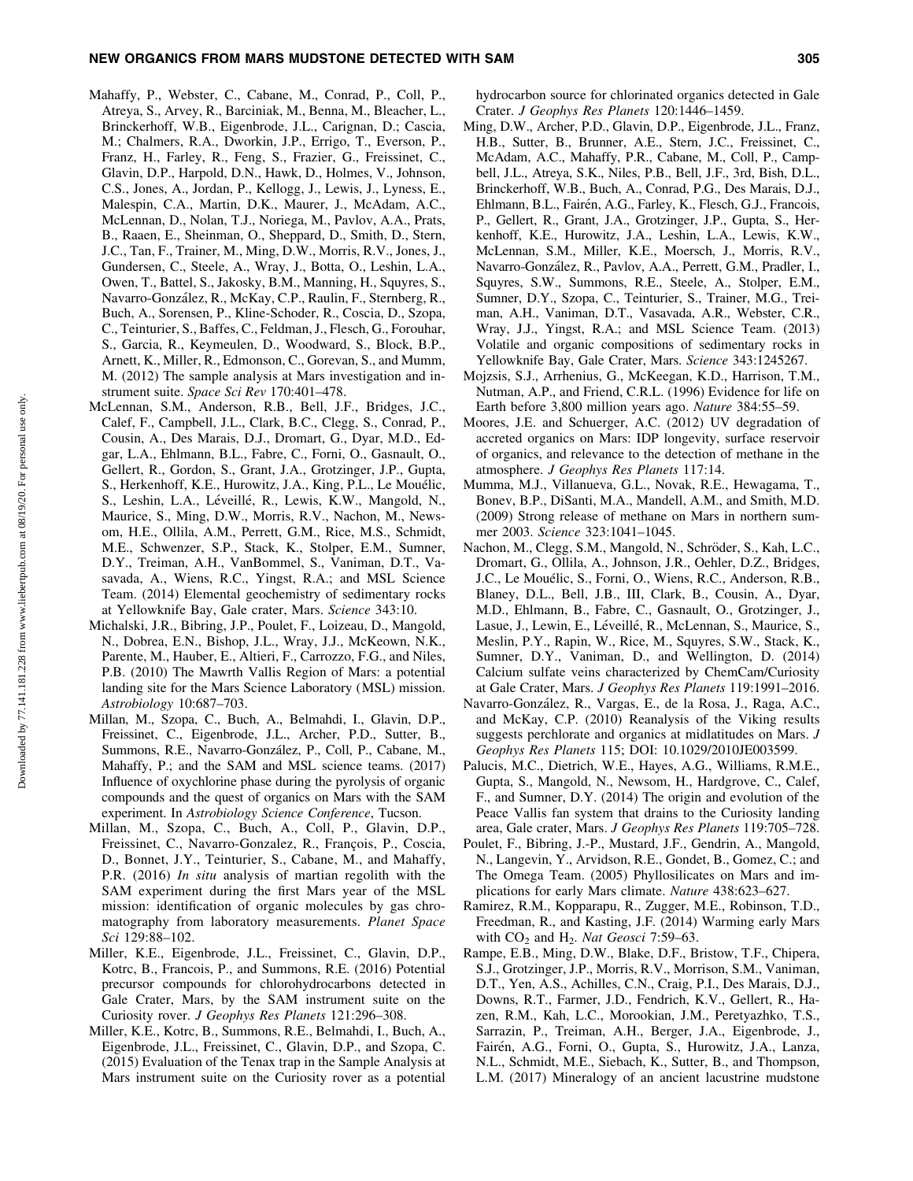Mahaffy, P., Webster, C., Cabane, M., Conrad, P., Coll, P., Atreya, S., Arvey, R., Barciniak, M., Benna, M., Bleacher, L., Brinckerhoff, W.B., Eigenbrode, J.L., Carignan, D.; Cascia, M.; Chalmers, R.A., Dworkin, J.P., Errigo, T., Everson, P., Franz, H., Farley, R., Feng, S., Frazier, G., Freissinet, C., Glavin, D.P., Harpold, D.N., Hawk, D., Holmes, V., Johnson, C.S., Jones, A., Jordan, P., Kellogg, J., Lewis, J., Lyness, E., Malespin, C.A., Martin, D.K., Maurer, J., McAdam, A.C., McLennan, D., Nolan, T.J., Noriega, M., Pavlov, A.A., Prats, B., Raaen, E., Sheinman, O., Sheppard, D., Smith, D., Stern, J.C., Tan, F., Trainer, M., Ming, D.W., Morris, R.V., Jones, J., Gundersen, C., Steele, A., Wray, J., Botta, O., Leshin, L.A., Owen, T., Battel, S., Jakosky, B.M., Manning, H., Squyres, S., Navarro-González, R., McKay, C.P., Raulin, F., Sternberg, R., Buch, A., Sorensen, P., Kline-Schoder, R., Coscia, D., Szopa, C., Teinturier, S., Baffes, C., Feldman, J., Flesch, G., Forouhar, S., Garcia, R., Keymeulen, D., Woodward, S., Block, B.P., Arnett, K., Miller, R., Edmonson, C., Gorevan, S., and Mumm, M. (2012) The sample analysis at Mars investigation and instrument suite. *Space Sci Rev* 170:401–478.

McLennan, S.M., Anderson, R.B., Bell, J.F., Bridges, J.C., Calef, F., Campbell, J.L., Clark, B.C., Clegg, S., Conrad, P., Cousin, A., Des Marais, D.J., Dromart, G., Dyar, M.D., Edgar, L.A., Ehlmann, B.L., Fabre, C., Forni, O., Gasnault, O., Gellert, R., Gordon, S., Grant, J.A., Grotzinger, J.P., Gupta, S., Herkenhoff, K.E., Hurowitz, J.A., King, P.L., Le Mouélic, S., Leshin, L.A., Léveillé, R., Lewis, K.W., Mangold, N., Maurice, S., Ming, D.W., Morris, R.V., Nachon, M., Newsom, H.E., Ollila, A.M., Perrett, G.M., Rice, M.S., Schmidt, M.E., Schwenzer, S.P., Stack, K., Stolper, E.M., Sumner, D.Y., Treiman, A.H., VanBommel, S., Vaniman, D.T., Vasavada, A., Wiens, R.C., Yingst, R.A.; and MSL Science Team. (2014) Elemental geochemistry of sedimentary rocks at Yellowknife Bay, Gale crater, Mars. *Science* 343:10.

Michalski, J.R., Bibring, J.P., Poulet, F., Loizeau, D., Mangold, N., Dobrea, E.N., Bishop, J.L., Wray, J.J., McKeown, N.K., Parente, M., Hauber, E., Altieri, F., Carrozzo, F.G., and Niles, P.B. (2010) The Mawrth Vallis Region of Mars: a potential landing site for the Mars Science Laboratory (MSL) mission. *Astrobiology* 10:687–703.

Millan, M., Szopa, C., Buch, A., Belmahdi, I., Glavin, D.P., Freissinet, C., Eigenbrode, J.L., Archer, P.D., Sutter, B., Summons, R.E., Navarro-González, P., Coll, P., Cabane, M., Mahaffy, P.; and the SAM and MSL science teams. (2017) Influence of oxychlorine phase during the pyrolysis of organic compounds and the quest of organics on Mars with the SAM experiment. In *Astrobiology Science Conference*, Tucson.

Millan, M., Szopa, C., Buch, A., Coll, P., Glavin, D.P., Freissinet, C., Navarro-Gonzalez, R., François, P., Coscia, D., Bonnet, J.Y., Teinturier, S., Cabane, M., and Mahaffy, P.R. (2016) *In situ* analysis of martian regolith with the SAM experiment during the first Mars year of the MSL mission: identification of organic molecules by gas chromatography from laboratory measurements. *Planet Space Sci* 129:88–102.

Miller, K.E., Eigenbrode, J.L., Freissinet, C., Glavin, D.P., Kotrc, B., Francois, P., and Summons, R.E. (2016) Potential precursor compounds for chlorohydrocarbons detected in Gale Crater, Mars, by the SAM instrument suite on the Curiosity rover. *J Geophys Res Planets* 121:296–308.

Miller, K.E., Kotrc, B., Summons, R.E., Belmahdi, I., Buch, A., Eigenbrode, J.L., Freissinet, C., Glavin, D.P., and Szopa, C. (2015) Evaluation of the Tenax trap in the Sample Analysis at Mars instrument suite on the Curiosity rover as a potential hydrocarbon source for chlorinated organics detected in Gale Crater. *J Geophys Res Planets* 120:1446–1459.

Ming, D.W., Archer, P.D., Glavin, D.P., Eigenbrode, J.L., Franz, H.B., Sutter, B., Brunner, A.E., Stern, J.C., Freissinet, C., McAdam, A.C., Mahaffy, P.R., Cabane, M., Coll, P., Campbell, J.L., Atreya, S.K., Niles, P.B., Bell, J.F., 3rd, Bish, D.L., Brinckerhoff, W.B., Buch, A., Conrad, P.G., Des Marais, D.J., Ehlmann, B.L., Fairén, A.G., Farley, K., Flesch, G.J., Francois, P., Gellert, R., Grant, J.A., Grotzinger, J.P., Gupta, S., Herkenhoff, K.E., Hurowitz, J.A., Leshin, L.A., Lewis, K.W., McLennan, S.M., Miller, K.E., Moersch, J., Morris, R.V., Navarro-González, R., Pavlov, A.A., Perrett, G.M., Pradler, I., Squyres, S.W., Summons, R.E., Steele, A., Stolper, E.M., Sumner, D.Y., Szopa, C., Teinturier, S., Trainer, M.G., Treiman, A.H., Vaniman, D.T., Vasavada, A.R., Webster, C.R., Wray, J.J., Yingst, R.A.; and MSL Science Team. (2013) Volatile and organic compositions of sedimentary rocks in Yellowknife Bay, Gale Crater, Mars. *Science* 343:1245267.

Mojzsis, S.J., Arrhenius, G., McKeegan, K.D., Harrison, T.M., Nutman, A.P., and Friend, C.R.L. (1996) Evidence for life on Earth before 3,800 million years ago. *Nature* 384:55–59.

Moores, J.E. and Schuerger, A.C. (2012) UV degradation of accreted organics on Mars: IDP longevity, surface reservoir of organics, and relevance to the detection of methane in the atmosphere. *J Geophys Res Planets* 117:14.

Mumma, M.J., Villanueva, G.L., Novak, R.E., Hewagama, T., Bonev, B.P., DiSanti, M.A., Mandell, A.M., and Smith, M.D. (2009) Strong release of methane on Mars in northern summer 2003. *Science* 323:1041–1045.

Nachon, M., Clegg, S.M., Mangold, N., Schröder, S., Kah, L.C., Dromart, G., Ollila, A., Johnson, J.R., Oehler, D.Z., Bridges, J.C., Le Mouélic, S., Forni, O., Wiens, R.C., Anderson, R.B., Blaney, D.L., Bell, J.B., III, Clark, B., Cousin, A., Dyar, M.D., Ehlmann, B., Fabre, C., Gasnault, O., Grotzinger, J., Lasue, J., Lewin, E., Léveillé, R., McLennan, S., Maurice, S., Meslin, P.Y., Rapin, W., Rice, M., Squyres, S.W., Stack, K., Sumner, D.Y., Vaniman, D., and Wellington, D. (2014) Calcium sulfate veins characterized by ChemCam/Curiosity at Gale Crater, Mars. *J Geophys Res Planets* 119:1991–2016.

Navarro-González, R., Vargas, E., de la Rosa, J., Raga, A.C., and McKay, C.P. (2010) Reanalysis of the Viking results suggests perchlorate and organics at midlatitudes on Mars. *J Geophys Res Planets* 115; DOI: 10.1029/2010JE003599.

Palucis, M.C., Dietrich, W.E., Hayes, A.G., Williams, R.M.E., Gupta, S., Mangold, N., Newsom, H., Hardgrove, C., Calef, F., and Sumner, D.Y. (2014) The origin and evolution of the Peace Vallis fan system that drains to the Curiosity landing area, Gale crater, Mars. *J Geophys Res Planets* 119:705–728.

Poulet, F., Bibring, J.-P., Mustard, J.F., Gendrin, A., Mangold, N., Langevin, Y., Arvidson, R.E., Gondet, B., Gomez, C.; and The Omega Team. (2005) Phyllosilicates on Mars and implications for early Mars climate. *Nature* 438:623–627.

Ramirez, R.M., Kopparapu, R., Zugger, M.E., Robinson, T.D., Freedman, R., and Kasting, J.F. (2014) Warming early Mars with $CO_2$ and $H_2$. *Nat Geosci* 7:59–63.

Rampe, E.B., Ming, D.W., Blake, D.F., Bristow, T.F., Chipera, S.J., Grotzinger, J.P., Morris, R.V., Morrison, S.M., Vaniman, D.T., Yen, A.S., Achilles, C.N., Craig, P.I., Des Marais, D.J., Downs, R.T., Farmer, J.D., Fendrich, K.V., Gellert, R., Hazen, R.M., Kah, L.C., Morookian, J.M., Peretyazhko, T.S., Sarrazin, P., Treiman, A.H., Berger, J.A., Eigenbrode, J., Fairén, A.G., Forni, O., Gupta, S., Hurowitz, J.A., Lanza, N.L., Schmidt, M.E., Siebach, K., Sutter, B., and Thompson, L.M. (2017) Mineralogy of an ancient lacustrine mudstone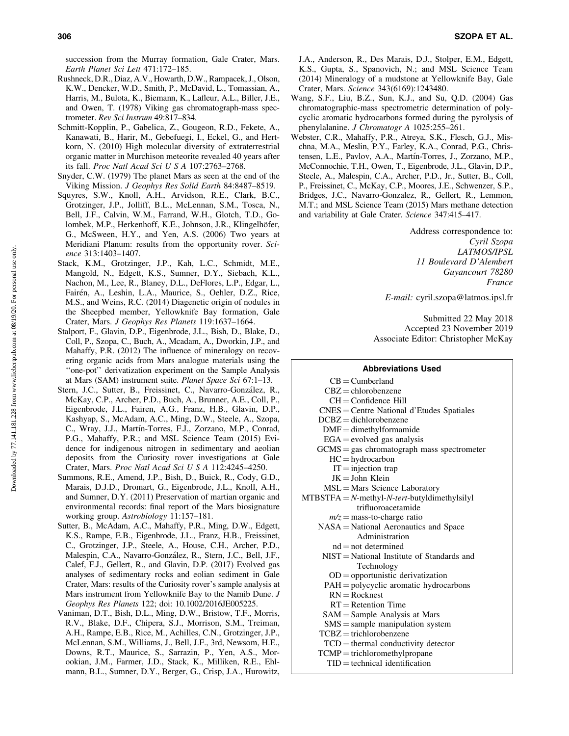succession from the Murray formation, Gale Crater, Mars. *Earth Planet Sci Lett* 471:172–185.

Rushneck, D.R., Diaz, A.V., Howarth, D.W., Rampacek, J., Olson, K.W., Dencker, W.D., Smith, P., McDavid, L., Tomassian, A., Harris, M., Bulota, K., Biemann, K., Lafleur, A.L., Biller, J.E., and Owen, T. (1978) Viking gas chromatograph-mass spectrometer. *Rev Sci Instrum* 49:817–834.

Schmitt-Kopplin, P., Gabelica, Z., Gougeon, R.D., Fekete, A., Kanawati, B., Harir, M., Gebefuegi, I., Eckel, G., and Hertkorn, N. (2010) High molecular diversity of extraterrestrial organic matter in Murchison meteorite revealed 40 years after its fall. *Proc Natl Acad Sci U S A* 107:2763–2768.

Snyder, C.W. (1979) The planet Mars as seen at the end of the Viking Mission. *J Geophys Res Solid Earth* 84:8487–8519.

Squyres, S.W., Knoll, A.H., Arvidson, R.E., Clark, B.C., Grotzinger, J.P., Jolliff, B.L., McLennan, S.M., Tosca, N., Bell, J.F., Calvin, W.M., Farrand, W.H., Glotch, T.D., Golombek, M.P., Herkenhoff, K.E., Johnson, J.R., Klingelhöfer, G., McSween, H.Y., and Yen, A.S. (2006) Two years at Meridiani Planum: results from the opportunity rover. *Science* 313:1403–1407.

Stack, K.M., Grotzinger, J.P., Kah, L.C., Schmidt, M.E., Mangold, N., Edgett, K.S., Sumner, D.Y., Siebach, K.L., Nachon, M., Lee, R., Blaney, D.L., DeFlores, L.P., Edgar, L., Fairén, A., Leshin, L.A., Maurice, S., Oehler, D.Z., Rice, M.S., and Weins, R.C. (2014) Diagenetic origin of nodules in the Sheepbed member, Yellowknife Bay formation, Gale Crater, Mars. *J Geophys Res Planets* 119:1637–1664.

Stalport, F., Glavin, D.P., Eigenbrode, J.L., Bish, D., Blake, D., Coll, P., Szopa, C., Buch, A., Mcadam, A., Dworkin, J.P., and Mahaffy, P.R. (2012) The influence of mineralogy on recovering organic acids from Mars analogue materials using the ''one-pot'' derivatization experiment on the Sample Analysis at Mars (SAM) instrument suite. *Planet Space Sci* 67:1–13.

Stern, J.C., Sutter, B., Freissinet, C., Navarro-González, R., McKay, C.P., Archer, P.D., Buch, A., Brunner, A.E., Coll, P., Eigenbrode, J.L., Fairen, A.G., Franz, H.B., Glavin, D.P., Kashyap, S., McAdam, A.C., Ming, D.W., Steele, A., Szopa, C., Wray, J.J., Martín-Torres, F.J., Zorzano, M.P., Conrad, P.G., Mahaffy, P.R.; and MSL Science Team (2015) Evidence for indigenous nitrogen in sedimentary and aeolian deposits from the Curiosity rover investigations at Gale Crater, Mars. *Proc Natl Acad Sci U S A* 112:4245–4250.

Summons, R.E., Amend, J.P., Bish, D., Buick, R., Cody, G.D., Marais, D.J.D., Dromart, G., Eigenbrode, J.L., Knoll, A.H., and Sumner, D.Y. (2011) Preservation of martian organic and environmental records: final report of the Mars biosignature working group. *Astrobiology* 11:157–181.

Sutter, B., McAdam, A.C., Mahaffy, P.R., Ming, D.W., Edgett, K.S., Rampe, E.B., Eigenbrode, J.L., Franz, H.B., Freissinet, C., Grotzinger, J.P., Steele, A., House, C.H., Archer, P.D., Malespin, C.A., Navarro-González, R., Stern, J.C., Bell, J.F., Calef, F.J., Gellert, R., and Glavin, D.P. (2017) Evolved gas analyses of sedimentary rocks and eolian sediment in Gale Crater, Mars: results of the Curiosity rover's sample analysis at Mars instrument from Yellowknife Bay to the Namib Dune. *J Geophys Res Planets* 122; doi: 10.1002/2016JE005225.

Vaniman, D.T., Bish, D.L., Ming, D.W., Bristow, T.F., Morris, R.V., Blake, D.F., Chipera, S.J., Morrison, S.M., Treiman, A.H., Rampe, E.B., Rice, M., Achilles, C.N., Grotzinger, J.P., McLennan, S.M., Williams, J., Bell, J.F., 3rd, Newsom, H.E., Downs, R.T., Maurice, S., Sarrazin, P., Yen, A.S., Morookian, J.M., Farmer, J.D., Stack, K., Milliken, R.E., Ehlmann, B.L., Sumner, D.Y., Berger, G., Crisp, J.A., Hurowitz, J.A., Anderson, R., Des Marais, D.J., Stolper, E.M., Edgett, K.S., Gupta, S., Spanovich, N.; and MSL Science Team (2014) Mineralogy of a mudstone at Yellowknife Bay, Gale Crater, Mars. *Science* 343(6169):1243480.

Wang, S.F., Liu, B.Z., Sun, K.J., and Su, Q.D. (2004) Gas chromatographic-mass spectrometric determination of polycyclic aromatic hydrocarbons formed during the pyrolysis of phenylalanine. *J Chromatogr A* 1025:255–261.

Webster, C.R., Mahaffy, P.R., Atreya, S.K., Flesch, G.J., Mischna, M.A., Meslin, P.Y., Farley, K.A., Conrad, P.G., Christensen, L.E., Pavlov, A.A., Martín-Torres, J., Zorzano, M.P., McConnochie, T.H., Owen, T., Eigenbrode, J.L., Glavin, D.P., Steele, A., Malespin, C.A., Archer, P.D., Jr., Sutter, B., Coll, P., Freissinet, C., McKay, C.P., Moores, J.E., Schwenzer, S.P., Bridges, J.C., Navarro-Gonzalez, R., Gellert, R., Lemmon, M.T.; and MSL Science Team (2015) Mars methane detection and variability at Gale Crater. *Science* 347:415–417.

Address correspondence to:
*Cyril Szopa*
*LATMOS/IPSL*
*11 Boulevard D'Alembert*
*Guyancourt 78280*
*France*

*E-mail:* cyril.szopa@latmos.ipsl.fr

Submitted 22 May 2018
Accepted 23 November 2019
Associate Editor: Christopher McKay

**Abbreviations Used**

CB = Cumberland
CBZ = chlorobenzene
CH = Confidence Hill
CNES = Centre National d'Etudes Spatiales
DCBZ = dichlorobenzene
DMF = dimethylformamide
EGA = evolved gas analysis
GCMS = gas chromatograph mass spectrometer
HC = hydrocarbon
IT = injection trap
JK = John Klein
MSL = Mars Science Laboratory
MTBSTFA = *N*-methyl-*N*-*tert*-butyldimethylsilyl trifluoroacetamide
*m/z* = mass-to-charge ratio
NASA = National Aeronautics and Space Administration
nd = not determined
NIST = National Institute of Standards and Technology
OD = opportunistic derivatization
PAH = polycyclic aromatic hydrocarbons
RN = Rocknest
RT = Retention Time
SAM = Sample Analysis at Mars
SMS = sample manipulation system
TCBZ = trichlorobenzene
TCD = thermal conductivity detector
TCMP = trichloromethylpropane
TID = technical identification